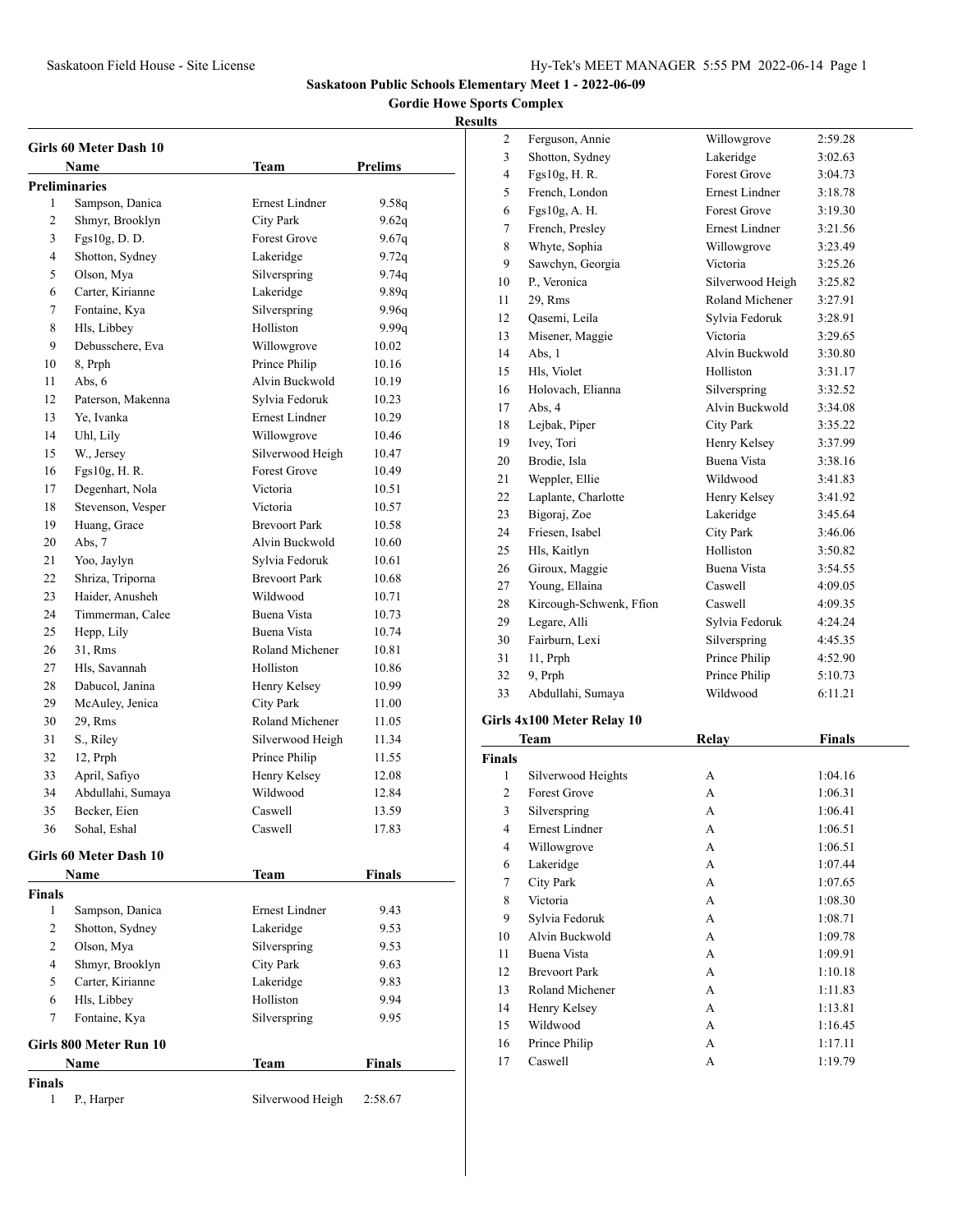**Saskatoon Public Schools Elementary Meet 1 - 2022-06-09**

**Gordie Howe Sports Complex**

**Results**

### Girls 60 Meter Dash 10

| | Name | Team | Prelims |
|---|---|---|---|
| **Preliminaries** | | | |
| 1 | Sampson, Danica | Ernest Lindner | 9.58q |
| 2 | Shmyr, Brooklyn | City Park | 9.62q |
| 3 | Fgs10g, D. D. | Forest Grove | 9.67q |
| 4 | Shotton, Sydney | Lakeridge | 9.72q |
| 5 | Olson, Mya | Silverspring | 9.74q |
| 6 | Carter, Kirianne | Lakeridge | 9.89q |
| 7 | Fontaine, Kya | Silverspring | 9.96q |
| 8 | Hls, Libbey | Holliston | 9.99q |
| 9 | Debusschere, Eva | Willowgrove | 10.02 |
| 10 | 8, Prph | Prince Philip | 10.16 |
| 11 | Abs, 6 | Alvin Buckwold | 10.19 |
| 12 | Paterson, Makenna | Sylvia Fedoruk | 10.23 |
| 13 | Ye, Ivanka | Ernest Lindner | 10.29 |
| 14 | Uhl, Lily | Willowgrove | 10.46 |
| 15 | W., Jersey | Silverwood Heigh | 10.47 |
| 16 | Fgs10g, H. R. | Forest Grove | 10.49 |
| 17 | Degenhart, Nola | Victoria | 10.51 |
| 18 | Stevenson, Vesper | Victoria | 10.57 |
| 19 | Huang, Grace | Brevoort Park | 10.58 |
| 20 | Abs, 7 | Alvin Buckwold | 10.60 |
| 21 | Yoo, Jaylyn | Sylvia Fedoruk | 10.61 |
| 22 | Shriza, Triporna | Brevoort Park | 10.68 |
| 23 | Haider, Anusheh | Wildwood | 10.71 |
| 24 | Timmerman, Calee | Buena Vista | 10.73 |
| 25 | Hepp, Lily | Buena Vista | 10.74 |
| 26 | 31, Rms | Roland Michener | 10.81 |
| 27 | Hls, Savannah | Holliston | 10.86 |
| 28 | Dabucol, Janina | Henry Kelsey | 10.99 |
| 29 | McAuley, Jenica | City Park | 11.00 |
| 30 | 29, Rms | Roland Michener | 11.05 |
| 31 | S., Riley | Silverwood Heigh | 11.34 |
| 32 | 12, Prph | Prince Philip | 11.55 |
| 33 | April, Safiyo | Henry Kelsey | 12.08 |
| 34 | Abdullahi, Sumaya | Wildwood | 12.84 |
| 35 | Becker, Eien | Caswell | 13.59 |
| 36 | Sohal, Eshal | Caswell | 17.83 |

### Girls 60 Meter Dash 10

| | Name | Team | Finals |
|---|---|---|---|
| **Finals** | | | |
| 1 | Sampson, Danica | Ernest Lindner | 9.43 |
| 2 | Shotton, Sydney | Lakeridge | 9.53 |
| 2 | Olson, Mya | Silverspring | 9.53 |
| 4 | Shmyr, Brooklyn | City Park | 9.63 |
| 5 | Carter, Kirianne | Lakeridge | 9.83 |
| 6 | Hls, Libbey | Holliston | 9.94 |
| 7 | Fontaine, Kya | Silverspring | 9.95 |

### Girls 800 Meter Run 10

| | Name | Team | Finals |
|---|---|---|---|
| **Finals** | | | |
| 1 | P., Harper | Silverwood Heigh | 2:58.67 |
| 2 | Ferguson, Annie | Willowgrove | 2:59.28 |
| 3 | Shotton, Sydney | Lakeridge | 3:02.63 |
| 4 | Fgs10g, H. R. | Forest Grove | 3:04.73 |
| 5 | French, London | Ernest Lindner | 3:18.78 |
| 6 | Fgs10g, A. H. | Forest Grove | 3:19.30 |
| 7 | French, Presley | Ernest Lindner | 3:21.56 |
| 8 | Whyte, Sophia | Willowgrove | 3:23.49 |
| 9 | Sawchyn, Georgia | Victoria | 3:25.26 |
| 10 | P., Veronica | Silverwood Heigh | 3:25.82 |
| 11 | 29, Rms | Roland Michener | 3:27.91 |
| 12 | Qasemi, Leila | Sylvia Fedoruk | 3:28.91 |
| 13 | Misener, Maggie | Victoria | 3:29.65 |
| 14 | Abs, 1 | Alvin Buckwold | 3:30.80 |
| 15 | Hls, Violet | Holliston | 3:31.17 |
| 16 | Holovach, Elianna | Silverspring | 3:32.52 |
| 17 | Abs, 4 | Alvin Buckwold | 3:34.08 |
| 18 | Lejbak, Piper | City Park | 3:35.22 |
| 19 | Ivey, Tori | Henry Kelsey | 3:37.99 |
| 20 | Brodie, Isla | Buena Vista | 3:38.16 |
| 21 | Weppler, Ellie | Wildwood | 3:41.83 |
| 22 | Laplante, Charlotte | Henry Kelsey | 3:41.92 |
| 23 | Bigoraj, Zoe | Lakeridge | 3:45.64 |
| 24 | Friesen, Isabel | City Park | 3:46.06 |
| 25 | Hls, Kaitlyn | Holliston | 3:50.82 |
| 26 | Giroux, Maggie | Buena Vista | 3:54.55 |
| 27 | Young, Ellaina | Caswell | 4:09.05 |
| 28 | Kircough-Schwenk, Ffion | Caswell | 4:09.35 |
| 29 | Legare, Alli | Sylvia Fedoruk | 4:24.24 |
| 30 | Fairburn, Lexi | Silverspring | 4:45.35 |
| 31 | 11, Prph | Prince Philip | 4:52.90 |
| 32 | 9, Prph | Prince Philip | 5:10.73 |
| 33 | Abdullahi, Sumaya | Wildwood | 6:11.21 |

### Girls 4x100 Meter Relay 10

| | Team | Relay | Finals |
|---|---|---|---|
| **Finals** | | | |
| 1 | Silverwood Heights | A | 1:04.16 |
| 2 | Forest Grove | A | 1:06.31 |
| 3 | Silverspring | A | 1:06.41 |
| 4 | Ernest Lindner | A | 1:06.51 |
| 4 | Willowgrove | A | 1:06.51 |
| 6 | Lakeridge | A | 1:07.44 |
| 7 | City Park | A | 1:07.65 |
| 8 | Victoria | A | 1:08.30 |
| 9 | Sylvia Fedoruk | A | 1:08.71 |
| 10 | Alvin Buckwold | A | 1:09.78 |
| 11 | Buena Vista | A | 1:09.91 |
| 12 | Brevoort Park | A | 1:10.18 |
| 13 | Roland Michener | A | 1:11.83 |
| 14 | Henry Kelsey | A | 1:13.81 |
| 15 | Wildwood | A | 1:16.45 |
| 16 | Prince Philip | A | 1:17.11 |
| 17 | Caswell | A | 1:19.79 |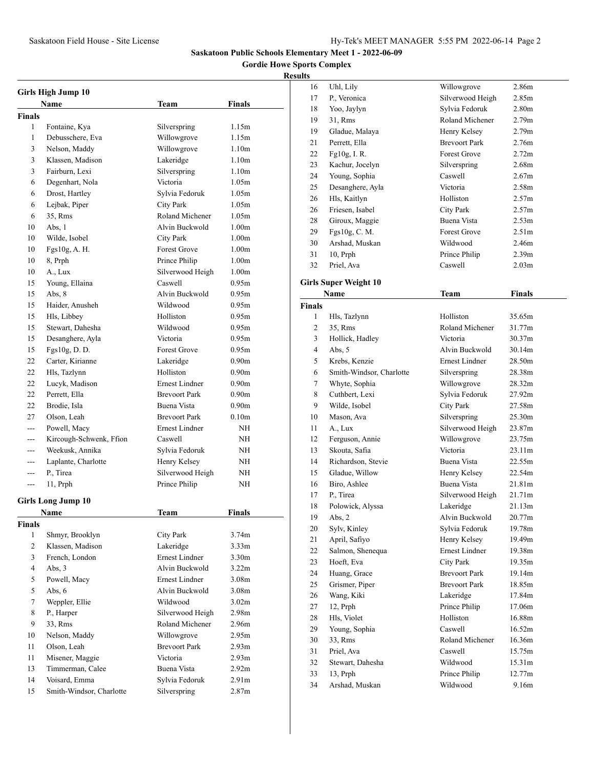## Saskatoon Public Schools Elementary Meet 1 - 2022-06-09

### Gordie Howe Sports Complex

**Results**

### Girls High Jump 10

| | Name | Team | Finals |
|---|---|---|---|
| **Finals** | | | |
| 1 | Fontaine, Kya | Silverspring | 1.15m |
| 1 | Debusschere, Eva | Willowgrove | 1.15m |
| 3 | Nelson, Maddy | Willowgrove | 1.10m |
| 3 | Klassen, Madison | Lakeridge | 1.10m |
| 3 | Fairburn, Lexi | Silverspring | 1.10m |
| 6 | Degenhart, Nola | Victoria | 1.05m |
| 6 | Drost, Hartley | Sylvia Fedoruk | 1.05m |
| 6 | Lejbak, Piper | City Park | 1.05m |
| 6 | 35, Rms | Roland Michener | 1.05m |
| 10 | Abs, 1 | Alvin Buckwold | 1.00m |
| 10 | Wilde, Isobel | City Park | 1.00m |
| 10 | Fgs10g, A. H. | Forest Grove | 1.00m |
| 10 | 8, Prph | Prince Philip | 1.00m |
| 10 | A., Lux | Silverwood Heigh | 1.00m |
| 15 | Young, Ellaina | Caswell | 0.95m |
| 15 | Abs, 8 | Alvin Buckwold | 0.95m |
| 15 | Haider, Anusheh | Wildwood | 0.95m |
| 15 | Hls, Libbey | Holliston | 0.95m |
| 15 | Stewart, Dahesha | Wildwood | 0.95m |
| 15 | Desanghere, Ayla | Victoria | 0.95m |
| 15 | Fgs10g, D. D. | Forest Grove | 0.95m |
| 22 | Carter, Kirianne | Lakeridge | 0.90m |
| 22 | Hls, Tazlynn | Holliston | 0.90m |
| 22 | Lucyk, Madison | Ernest Lindner | 0.90m |
| 22 | Perrett, Ella | Brevoort Park | 0.90m |
| 22 | Brodie, Isla | Buena Vista | 0.90m |
| 27 | Olson, Leah | Brevoort Park | 0.10m |
| --- | Powell, Macy | Ernest Lindner | NH |
| --- | Kircough-Schwenk, Ffion | Caswell | NH |
| --- | Weekusk, Annika | Sylvia Fedoruk | NH |
| --- | Laplante, Charlotte | Henry Kelsey | NH |
| --- | P., Tirea | Silverwood Heigh | NH |
| --- | 11, Prph | Prince Philip | NH |

### Girls Long Jump 10

| | Name | Team | Finals |
|---|---|---|---|
| **Finals** | | | |
| 1 | Shmyr, Brooklyn | City Park | 3.74m |
| 2 | Klassen, Madison | Lakeridge | 3.33m |
| 3 | French, London | Ernest Lindner | 3.30m |
| 4 | Abs, 3 | Alvin Buckwold | 3.22m |
| 5 | Powell, Macy | Ernest Lindner | 3.08m |
| 5 | Abs, 6 | Alvin Buckwold | 3.08m |
| 7 | Weppler, Ellie | Wildwood | 3.02m |
| 8 | P., Harper | Silverwood Heigh | 2.98m |
| 9 | 33, Rms | Roland Michener | 2.96m |
| 10 | Nelson, Maddy | Willowgrove | 2.95m |
| 11 | Olson, Leah | Brevoort Park | 2.93m |
| 11 | Misener, Maggie | Victoria | 2.93m |
| 13 | Timmerman, Calee | Buena Vista | 2.92m |
| 14 | Voisard, Emma | Sylvia Fedoruk | 2.91m |
| 15 | Smith-Windsor, Charlotte | Silverspring | 2.87m |
| 16 | Uhl, Lily | Willowgrove | 2.86m |
| 17 | P., Veronica | Silverwood Heigh | 2.85m |
| 18 | Yoo, Jaylyn | Sylvia Fedoruk | 2.80m |
| 19 | 31, Rms | Roland Michener | 2.79m |
| 19 | Gladue, Malaya | Henry Kelsey | 2.79m |
| 21 | Perrett, Ella | Brevoort Park | 2.76m |
| 22 | Fg10g, I. R. | Forest Grove | 2.72m |
| 23 | Kachur, Jocelyn | Silverspring | 2.68m |
| 24 | Young, Sophia | Caswell | 2.67m |
| 25 | Desanghere, Ayla | Victoria | 2.58m |
| 26 | Hls, Kaitlyn | Holliston | 2.57m |
| 26 | Friesen, Isabel | City Park | 2.57m |
| 28 | Giroux, Maggie | Buena Vista | 2.53m |
| 29 | Fgs10g, C. M. | Forest Grove | 2.51m |
| 30 | Arshad, Muskan | Wildwood | 2.46m |
| 31 | 10, Prph | Prince Philip | 2.39m |
| 32 | Priel, Ava | Caswell | 2.03m |

### Girls Super Weight 10

| | Name | Team | Finals |
|---|---|---|---|
| **Finals** | | | |
| 1 | Hls, Tazlynn | Holliston | 35.65m |
| 2 | 35, Rms | Roland Michener | 31.77m |
| 3 | Hollick, Hadley | Victoria | 30.37m |
| 4 | Abs, 5 | Alvin Buckwold | 30.14m |
| 5 | Krebs, Kenzie | Ernest Lindner | 28.50m |
| 6 | Smith-Windsor, Charlotte | Silverspring | 28.38m |
| 7 | Whyte, Sophia | Willowgrove | 28.32m |
| 8 | Cuthbert, Lexi | Sylvia Fedoruk | 27.92m |
| 9 | Wilde, Isobel | City Park | 27.58m |
| 10 | Mason, Ava | Silverspring | 25.30m |
| 11 | A., Lux | Silverwood Heigh | 23.87m |
| 12 | Ferguson, Annie | Willowgrove | 23.75m |
| 13 | Skouta, Safia | Victoria | 23.11m |
| 14 | Richardson, Stevie | Buena Vista | 22.55m |
| 15 | Gladue, Willow | Henry Kelsey | 22.54m |
| 16 | Biro, Ashlee | Buena Vista | 21.81m |
| 17 | P., Tirea | Silverwood Heigh | 21.71m |
| 18 | Polowick, Alyssa | Lakeridge | 21.13m |
| 19 | Abs, 2 | Alvin Buckwold | 20.77m |
| 20 | Sylv, Kinley | Sylvia Fedoruk | 19.78m |
| 21 | April, Safiyo | Henry Kelsey | 19.49m |
| 22 | Salmon, Shenequa | Ernest Lindner | 19.38m |
| 23 | Hoeft, Eva | City Park | 19.35m |
| 24 | Huang, Grace | Brevoort Park | 19.14m |
| 25 | Grismer, Piper | Brevoort Park | 18.85m |
| 26 | Wang, Kiki | Lakeridge | 17.84m |
| 27 | 12, Prph | Prince Philip | 17.06m |
| 28 | Hls, Violet | Holliston | 16.88m |
| 29 | Young, Sophia | Caswell | 16.52m |
| 30 | 33, Rms | Roland Michener | 16.36m |
| 31 | Priel, Ava | Caswell | 15.75m |
| 32 | Stewart, Dahesha | Wildwood | 15.31m |
| 33 | 13, Prph | Prince Philip | 12.77m |
| 34 | Arshad, Muskan | Wildwood | 9.16m |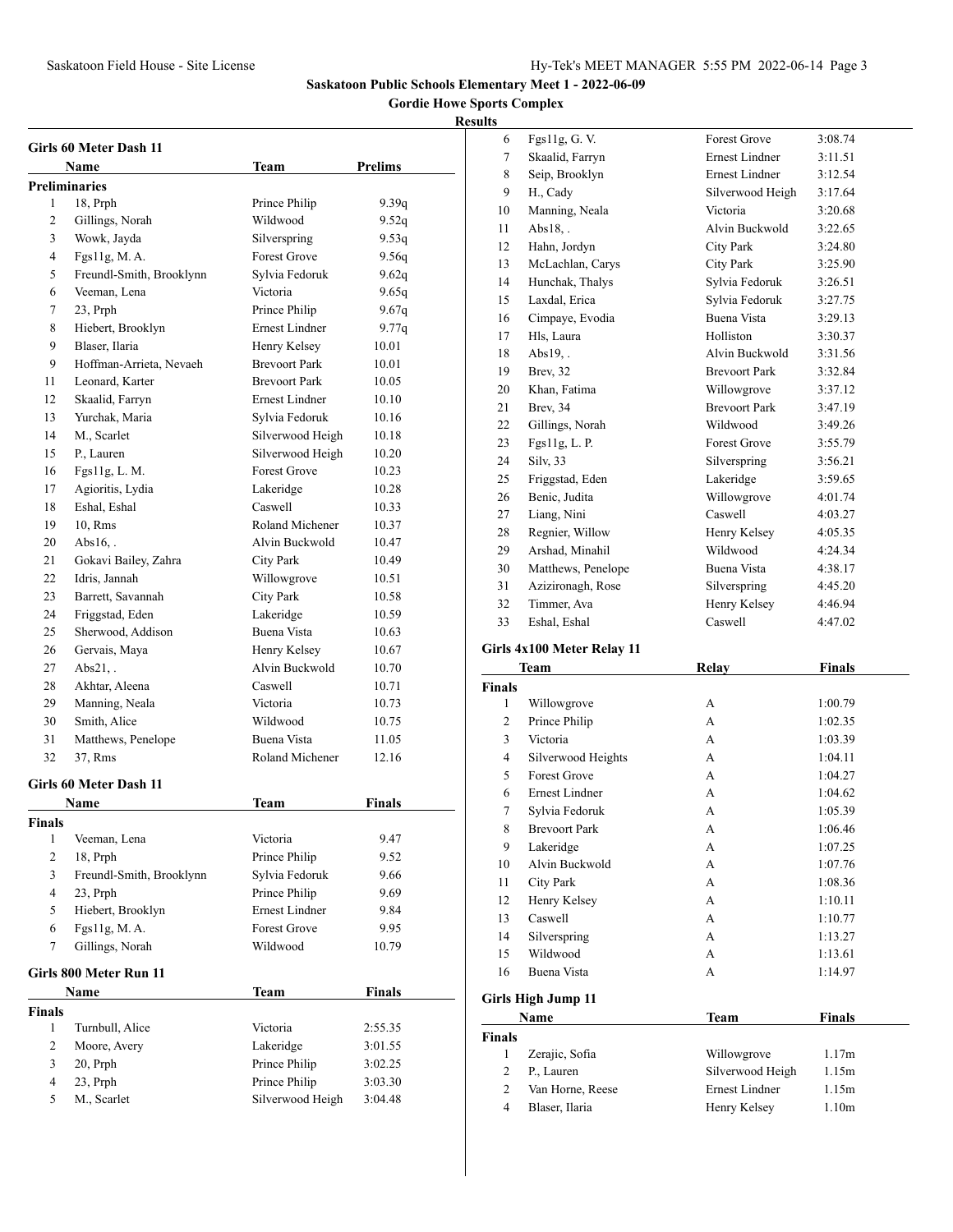# Saskatoon Public Schools Elementary Meet 1 - 2022-06-09

## Gordie Howe Sports Complex

### Results

#### Girls 60 Meter Dash 11

| | Name | Team | Prelims |
|---|---|---|---|
| **Preliminaries** | | | |
| 1 | 18, Prph | Prince Philip | 9.39q |
| 2 | Gillings, Norah | Wildwood | 9.52q |
| 3 | Wowk, Jayda | Silverspring | 9.53q |
| 4 | Fgs11g, M. A. | Forest Grove | 9.56q |
| 5 | Freundl-Smith, Brooklynn | Sylvia Fedoruk | 9.62q |
| 6 | Veeman, Lena | Victoria | 9.65q |
| 7 | 23, Prph | Prince Philip | 9.67q |
| 8 | Hiebert, Brooklyn | Ernest Lindner | 9.77q |
| 9 | Blaser, Ilaria | Henry Kelsey | 10.01 |
| 9 | Hoffman-Arrieta, Nevaeh | Brevoort Park | 10.01 |
| 11 | Leonard, Karter | Brevoort Park | 10.05 |
| 12 | Skaalid, Farryn | Ernest Lindner | 10.10 |
| 13 | Yurchak, Maria | Sylvia Fedoruk | 10.16 |
| 14 | M., Scarlet | Silverwood Heigh | 10.18 |
| 15 | P., Lauren | Silverwood Heigh | 10.20 |
| 16 | Fgs11g, L. M. | Forest Grove | 10.23 |
| 17 | Agioritis, Lydia | Lakeridge | 10.28 |
| 18 | Eshal, Eshal | Caswell | 10.33 |
| 19 | 10, Rms | Roland Michener | 10.37 |
| 20 | Abs16, . | Alvin Buckwold | 10.47 |
| 21 | Gokavi Bailey, Zahra | City Park | 10.49 |
| 22 | Idris, Jannah | Willowgrove | 10.51 |
| 23 | Barrett, Savannah | City Park | 10.58 |
| 24 | Friggstad, Eden | Lakeridge | 10.59 |
| 25 | Sherwood, Addison | Buena Vista | 10.63 |
| 26 | Gervais, Maya | Henry Kelsey | 10.67 |
| 27 | Abs21, . | Alvin Buckwold | 10.70 |
| 28 | Akhtar, Aleena | Caswell | 10.71 |
| 29 | Manning, Neala | Victoria | 10.73 |
| 30 | Smith, Alice | Wildwood | 10.75 |
| 31 | Matthews, Penelope | Buena Vista | 11.05 |
| 32 | 37, Rms | Roland Michener | 12.16 |

#### Girls 60 Meter Dash 11

| | Name | Team | Finals |
|---|---|---|---|
| **Finals** | | | |
| 1 | Veeman, Lena | Victoria | 9.47 |
| 2 | 18, Prph | Prince Philip | 9.52 |
| 3 | Freundl-Smith, Brooklynn | Sylvia Fedoruk | 9.66 |
| 4 | 23, Prph | Prince Philip | 9.69 |
| 5 | Hiebert, Brooklyn | Ernest Lindner | 9.84 |
| 6 | Fgs11g, M. A. | Forest Grove | 9.95 |
| 7 | Gillings, Norah | Wildwood | 10.79 |

#### Girls 800 Meter Run 11

| | Name | Team | Finals |
|---|---|---|---|
| **Finals** | | | |
| 1 | Turnbull, Alice | Victoria | 2:55.35 |
| 2 | Moore, Avery | Lakeridge | 3:01.55 |
| 3 | 20, Prph | Prince Philip | 3:02.25 |
| 4 | 23, Prph | Prince Philip | 3:03.30 |
| 5 | M., Scarlet | Silverwood Heigh | 3:04.48 |
| 6 | Fgs11g, G. V. | Forest Grove | 3:08.74 |
| 7 | Skaalid, Farryn | Ernest Lindner | 3:11.51 |
| 8 | Seip, Brooklyn | Ernest Lindner | 3:12.54 |
| 9 | H., Cady | Silverwood Heigh | 3:17.64 |
| 10 | Manning, Neala | Victoria | 3:20.68 |
| 11 | Abs18, . | Alvin Buckwold | 3:22.65 |
| 12 | Hahn, Jordyn | City Park | 3:24.80 |
| 13 | McLachlan, Carys | City Park | 3:25.90 |
| 14 | Hunchak, Thalys | Sylvia Fedoruk | 3:26.51 |
| 15 | Laxdal, Erica | Sylvia Fedoruk | 3:27.75 |
| 16 | Cimpaye, Evodia | Buena Vista | 3:29.13 |
| 17 | Hls, Laura | Holliston | 3:30.37 |
| 18 | Abs19, . | Alvin Buckwold | 3:31.56 |
| 19 | Brev, 32 | Brevoort Park | 3:32.84 |
| 20 | Khan, Fatima | Willowgrove | 3:37.12 |
| 21 | Brev, 34 | Brevoort Park | 3:47.19 |
| 22 | Gillings, Norah | Wildwood | 3:49.26 |
| 23 | Fgs11g, L. P. | Forest Grove | 3:55.79 |
| 24 | Silv, 33 | Silverspring | 3:56.21 |
| 25 | Friggstad, Eden | Lakeridge | 3:59.65 |
| 26 | Benic, Judita | Willowgrove | 4:01.74 |
| 27 | Liang, Nini | Caswell | 4:03.27 |
| 28 | Regnier, Willow | Henry Kelsey | 4:05.35 |
| 29 | Arshad, Minahil | Wildwood | 4:24.34 |
| 30 | Matthews, Penelope | Buena Vista | 4:38.17 |
| 31 | Azizironagh, Rose | Silverspring | 4:45.20 |
| 32 | Timmer, Ava | Henry Kelsey | 4:46.94 |
| 33 | Eshal, Eshal | Caswell | 4:47.02 |

#### Girls 4x100 Meter Relay 11

| | Team | Relay | Finals |
|---|---|---|---|
| **Finals** | | | |
| 1 | Willowgrove | A | 1:00.79 |
| 2 | Prince Philip | A | 1:02.35 |
| 3 | Victoria | A | 1:03.39 |
| 4 | Silverwood Heights | A | 1:04.11 |
| 5 | Forest Grove | A | 1:04.27 |
| 6 | Ernest Lindner | A | 1:04.62 |
| 7 | Sylvia Fedoruk | A | 1:05.39 |
| 8 | Brevoort Park | A | 1:06.46 |
| 9 | Lakeridge | A | 1:07.25 |
| 10 | Alvin Buckwold | A | 1:07.76 |
| 11 | City Park | A | 1:08.36 |
| 12 | Henry Kelsey | A | 1:10.11 |
| 13 | Caswell | A | 1:10.77 |
| 14 | Silverspring | A | 1:13.27 |
| 15 | Wildwood | A | 1:13.61 |
| 16 | Buena Vista | A | 1:14.97 |

#### Girls High Jump 11

| | Name | Team | Finals |
|---|---|---|---|
| **Finals** | | | |
| 1 | Zerajic, Sofia | Willowgrove | 1.17m |
| 2 | P., Lauren | Silverwood Heigh | 1.15m |
| 2 | Van Horne, Reese | Ernest Lindner | 1.15m |
| 4 | Blaser, Ilaria | Henry Kelsey | 1.10m |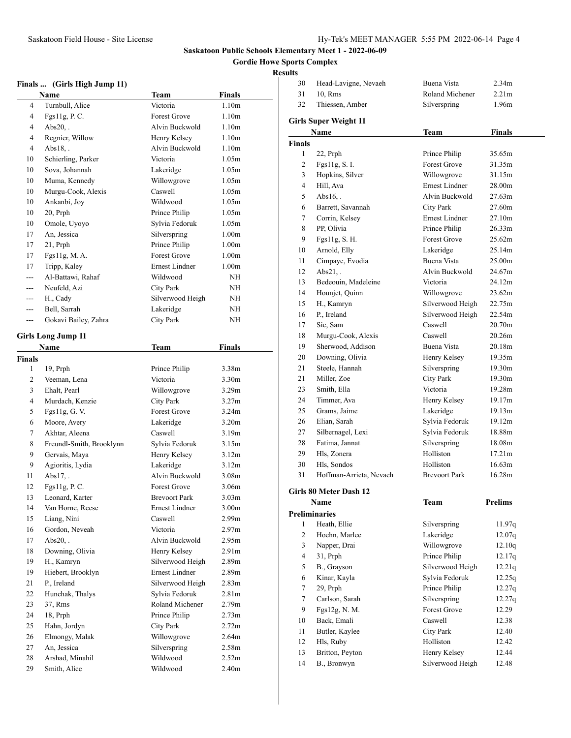**Saskatoon Public Schools Elementary Meet 1 - 2022-06-09**

**Gordie Howe Sports Complex**

**Results**

### Finals ... (Girls High Jump 11)

| | Name | Team | Finals |
|---|---|---|---|
| 4 | Turnbull, Alice | Victoria | 1.10m |
| 4 | Fgs11g, P. C. | Forest Grove | 1.10m |
| 4 | Abs20, . | Alvin Buckwold | 1.10m |
| 4 | Regnier, Willow | Henry Kelsey | 1.10m |
| 4 | Abs18, . | Alvin Buckwold | 1.10m |
| 10 | Schierling, Parker | Victoria | 1.05m |
| 10 | Sova, Johannah | Lakeridge | 1.05m |
| 10 | Muma, Kennedy | Willowgrove | 1.05m |
| 10 | Murgu-Cook, Alexis | Caswell | 1.05m |
| 10 | Ankanbi, Joy | Wildwood | 1.05m |
| 10 | 20, Prph | Prince Philip | 1.05m |
| 10 | Omole, Uyoyo | Sylvia Fedoruk | 1.05m |
| 17 | An, Jessica | Silverspring | 1.00m |
| 17 | 21, Prph | Prince Philip | 1.00m |
| 17 | Fgs11g, M. A. | Forest Grove | 1.00m |
| 17 | Tripp, Kaley | Ernest Lindner | 1.00m |
| --- | Al-Battawi, Rahaf | Wildwood | NH |
| --- | Neufeld, Azi | City Park | NH |
| --- | H., Cady | Silverwood Heigh | NH |
| --- | Bell, Sarrah | Lakeridge | NH |
| --- | Gokavi Bailey, Zahra | City Park | NH |

### Girls Long Jump 11

| | Name | Team | Finals |
|---|---|---|---|
| **Finals** | | | |
| 1 | 19, Prph | Prince Philip | 3.38m |
| 2 | Veeman, Lena | Victoria | 3.30m |
| 3 | Ehalt, Pearl | Willowgrove | 3.29m |
| 4 | Murdach, Kenzie | City Park | 3.27m |
| 5 | Fgs11g, G. V. | Forest Grove | 3.24m |
| 6 | Moore, Avery | Lakeridge | 3.20m |
| 7 | Akhtar, Aleena | Caswell | 3.19m |
| 8 | Freundl-Smith, Brooklynn | Sylvia Fedoruk | 3.15m |
| 9 | Gervais, Maya | Henry Kelsey | 3.12m |
| 9 | Agioritis, Lydia | Lakeridge | 3.12m |
| 11 | Abs17, . | Alvin Buckwold | 3.08m |
| 12 | Fgs11g, P. C. | Forest Grove | 3.06m |
| 13 | Leonard, Karter | Brevoort Park | 3.03m |
| 14 | Van Horne, Reese | Ernest Lindner | 3.00m |
| 15 | Liang, Nini | Caswell | 2.99m |
| 16 | Gordon, Neveah | Victoria | 2.97m |
| 17 | Abs20, . | Alvin Buckwold | 2.95m |
| 18 | Downing, Olivia | Henry Kelsey | 2.91m |
| 19 | H., Kamryn | Silverwood Heigh | 2.89m |
| 19 | Hiebert, Brooklyn | Ernest Lindner | 2.89m |
| 21 | P., Ireland | Silverwood Heigh | 2.83m |
| 22 | Hunchak, Thalys | Sylvia Fedoruk | 2.81m |
| 23 | 37, Rms | Roland Michener | 2.79m |
| 24 | 18, Prph | Prince Philip | 2.73m |
| 25 | Hahn, Jordyn | City Park | 2.72m |
| 26 | Elmongy, Malak | Willowgrove | 2.64m |
| 27 | An, Jessica | Silverspring | 2.58m |
| 28 | Arshad, Minahil | Wildwood | 2.52m |
| 29 | Smith, Alice | Wildwood | 2.40m |
| 30 | Head-Lavigne, Nevaeh | Buena Vista | 2.34m |
| 31 | 10, Rms | Roland Michener | 2.21m |
| 32 | Thiessen, Amber | Silverspring | 1.96m |

### Girls Super Weight 11

| | Name | Team | Finals |
|---|---|---|---|
| **Finals** | | | |
| 1 | 22, Prph | Prince Philip | 35.65m |
| 2 | Fgs11g, S. I. | Forest Grove | 31.35m |
| 3 | Hopkins, Silver | Willowgrove | 31.15m |
| 4 | Hill, Ava | Ernest Lindner | 28.00m |
| 5 | Abs16, . | Alvin Buckwold | 27.63m |
| 6 | Barrett, Savannah | City Park | 27.60m |
| 7 | Corrin, Kelsey | Ernest Lindner | 27.10m |
| 8 | PP, Olivia | Prince Philip | 26.33m |
| 9 | Fgs11g, S. H. | Forest Grove | 25.62m |
| 10 | Arnold, Elly | Lakeridge | 25.14m |
| 11 | Cimpaye, Evodia | Buena Vista | 25.00m |
| 12 | Abs21, . | Alvin Buckwold | 24.67m |
| 13 | Bedeouin, Madeleine | Victoria | 24.12m |
| 14 | Hounjet, Quinn | Willowgrove | 23.62m |
| 15 | H., Kamryn | Silverwood Heigh | 22.75m |
| 16 | P., Ireland | Silverwood Heigh | 22.54m |
| 17 | Sic, Sam | Caswell | 20.70m |
| 18 | Murgu-Cook, Alexis | Caswell | 20.26m |
| 19 | Sherwood, Addison | Buena Vista | 20.18m |
| 20 | Downing, Olivia | Henry Kelsey | 19.35m |
| 21 | Steele, Hannah | Silverspring | 19.30m |
| 21 | Miller, Zoe | City Park | 19.30m |
| 23 | Smith, Ella | Victoria | 19.28m |
| 24 | Timmer, Ava | Henry Kelsey | 19.17m |
| 25 | Grams, Jaime | Lakeridge | 19.13m |
| 26 | Elian, Sarah | Sylvia Fedoruk | 19.12m |
| 27 | Silbernagel, Lexi | Sylvia Fedoruk | 18.88m |
| 28 | Fatima, Jannat | Silverspring | 18.08m |
| 29 | Hls, Zonera | Holliston | 17.21m |
| 30 | Hls, Sondos | Holliston | 16.63m |
| 31 | Hoffman-Arrieta, Nevaeh | Brevoort Park | 16.28m |

### Girls 80 Meter Dash 12

| | Name | Team | Prelims |
|---|---|---|---|
| **Preliminaries** | | | |
| 1 | Heath, Ellie | Silverspring | 11.97q |
| 2 | Hoehn, Marlee | Lakeridge | 12.07q |
| 3 | Napper, Drai | Willowgrove | 12.10q |
| 4 | 31, Prph | Prince Philip | 12.17q |
| 5 | B., Grayson | Silverwood Heigh | 12.21q |
| 6 | Kinar, Kayla | Sylvia Fedoruk | 12.25q |
| 7 | 29, Prph | Prince Philip | 12.27q |
| 7 | Carlson, Sarah | Silverspring | 12.27q |
| 9 | Fgs12g, N. M. | Forest Grove | 12.29 |
| 10 | Back, Emali | Caswell | 12.38 |
| 11 | Butler, Kaylee | City Park | 12.40 |
| 12 | Hls, Ruby | Holliston | 12.42 |
| 13 | Britton, Peyton | Henry Kelsey | 12.44 |
| 14 | B., Bronwyn | Silverwood Heigh | 12.48 |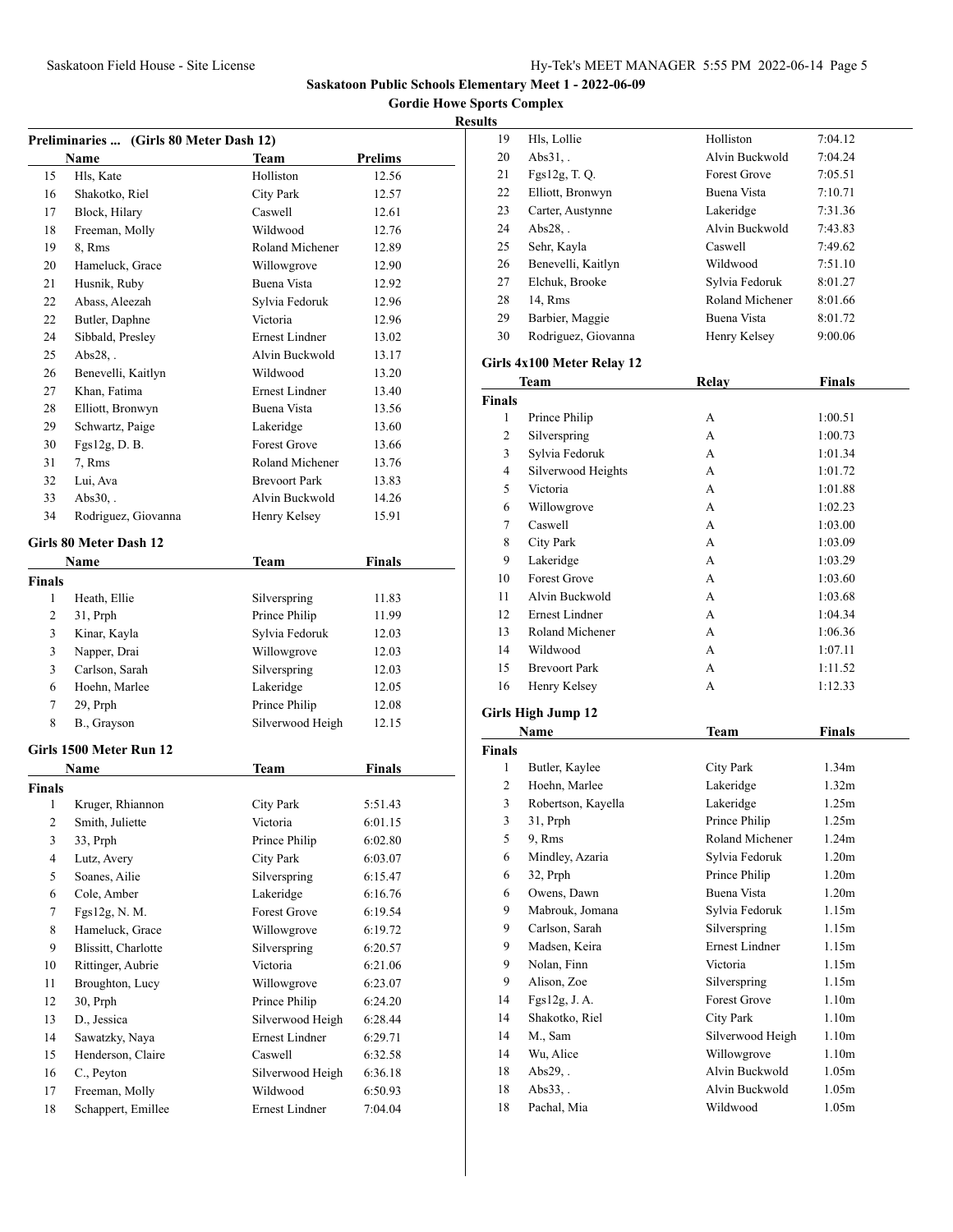## Saskatoon Public Schools Elementary Meet 1 - 2022-06-09

### Gordie Howe Sports Complex

### Results

#### Preliminaries ... (Girls 80 Meter Dash 12)

| | Name | Team | Prelims |
|---|---|---|---|
| 15 | Hls, Kate | Holliston | 12.56 |
| 16 | Shakotko, Riel | City Park | 12.57 |
| 17 | Block, Hilary | Caswell | 12.61 |
| 18 | Freeman, Molly | Wildwood | 12.76 |
| 19 | 8, Rms | Roland Michener | 12.89 |
| 20 | Hameluck, Grace | Willowgrove | 12.90 |
| 21 | Husnik, Ruby | Buena Vista | 12.92 |
| 22 | Abass, Aleezah | Sylvia Fedoruk | 12.96 |
| 22 | Butler, Daphne | Victoria | 12.96 |
| 24 | Sibbald, Presley | Ernest Lindner | 13.02 |
| 25 | Abs28, . | Alvin Buckwold | 13.17 |
| 26 | Benevelli, Kaitlyn | Wildwood | 13.20 |
| 27 | Khan, Fatima | Ernest Lindner | 13.40 |
| 28 | Elliott, Bronwyn | Buena Vista | 13.56 |
| 29 | Schwartz, Paige | Lakeridge | 13.60 |
| 30 | Fgs12g, D. B. | Forest Grove | 13.66 |
| 31 | 7, Rms | Roland Michener | 13.76 |
| 32 | Lui, Ava | Brevoort Park | 13.83 |
| 33 | Abs30, . | Alvin Buckwold | 14.26 |
| 34 | Rodriguez, Giovanna | Henry Kelsey | 15.91 |

#### Girls 80 Meter Dash 12

| | Name | Team | Finals |
|---|---|---|---|
| **Finals** | | | |
| 1 | Heath, Ellie | Silverspring | 11.83 |
| 2 | 31, Prph | Prince Philip | 11.99 |
| 3 | Kinar, Kayla | Sylvia Fedoruk | 12.03 |
| 3 | Napper, Drai | Willowgrove | 12.03 |
| 3 | Carlson, Sarah | Silverspring | 12.03 |
| 6 | Hoehn, Marlee | Lakeridge | 12.05 |
| 7 | 29, Prph | Prince Philip | 12.08 |
| 8 | B., Grayson | Silverwood Heigh | 12.15 |

#### Girls 1500 Meter Run 12

| | Name | Team | Finals |
|---|---|---|---|
| **Finals** | | | |
| 1 | Kruger, Rhiannon | City Park | 5:51.43 |
| 2 | Smith, Juliette | Victoria | 6:01.15 |
| 3 | 33, Prph | Prince Philip | 6:02.80 |
| 4 | Lutz, Avery | City Park | 6:03.07 |
| 5 | Soanes, Ailie | Silverspring | 6:15.47 |
| 6 | Cole, Amber | Lakeridge | 6:16.76 |
| 7 | Fgs12g, N. M. | Forest Grove | 6:19.54 |
| 8 | Hameluck, Grace | Willowgrove | 6:19.72 |
| 9 | Blissitt, Charlotte | Silverspring | 6:20.57 |
| 10 | Rittinger, Aubrie | Victoria | 6:21.06 |
| 11 | Broughton, Lucy | Willowgrove | 6:23.07 |
| 12 | 30, Prph | Prince Philip | 6:24.20 |
| 13 | D., Jessica | Silverwood Heigh | 6:28.44 |
| 14 | Sawatzky, Naya | Ernest Lindner | 6:29.71 |
| 15 | Henderson, Claire | Caswell | 6:32.58 |
| 16 | C., Peyton | Silverwood Heigh | 6:36.18 |
| 17 | Freeman, Molly | Wildwood | 6:50.93 |
| 18 | Schappert, Emillee | Ernest Lindner | 7:04.04 |
| 19 | Hls, Lollie | Holliston | 7:04.12 |
| 20 | Abs31, . | Alvin Buckwold | 7:04.24 |
| 21 | Fgs12g, T. Q. | Forest Grove | 7:05.51 |
| 22 | Elliott, Bronwyn | Buena Vista | 7:10.71 |
| 23 | Carter, Austynne | Lakeridge | 7:31.36 |
| 24 | Abs28, . | Alvin Buckwold | 7:43.83 |
| 25 | Sehr, Kayla | Caswell | 7:49.62 |
| 26 | Benevelli, Kaitlyn | Wildwood | 7:51.10 |
| 27 | Elchuk, Brooke | Sylvia Fedoruk | 8:01.27 |
| 28 | 14, Rms | Roland Michener | 8:01.66 |
| 29 | Barbier, Maggie | Buena Vista | 8:01.72 |
| 30 | Rodriguez, Giovanna | Henry Kelsey | 9:00.06 |

#### Girls 4x100 Meter Relay 12

| | Team | Relay | Finals |
|---|---|---|---|
| **Finals** | | | |
| 1 | Prince Philip | A | 1:00.51 |
| 2 | Silverspring | A | 1:00.73 |
| 3 | Sylvia Fedoruk | A | 1:01.34 |
| 4 | Silverwood Heights | A | 1:01.72 |
| 5 | Victoria | A | 1:01.88 |
| 6 | Willowgrove | A | 1:02.23 |
| 7 | Caswell | A | 1:03.00 |
| 8 | City Park | A | 1:03.09 |
| 9 | Lakeridge | A | 1:03.29 |
| 10 | Forest Grove | A | 1:03.60 |
| 11 | Alvin Buckwold | A | 1:03.68 |
| 12 | Ernest Lindner | A | 1:04.34 |
| 13 | Roland Michener | A | 1:06.36 |
| 14 | Wildwood | A | 1:07.11 |
| 15 | Brevoort Park | A | 1:11.52 |
| 16 | Henry Kelsey | A | 1:12.33 |

#### Girls High Jump 12

| | Name | Team | Finals |
|---|---|---|---|
| **Finals** | | | |
| 1 | Butler, Kaylee | City Park | 1.34m |
| 2 | Hoehn, Marlee | Lakeridge | 1.32m |
| 3 | Robertson, Kayella | Lakeridge | 1.25m |
| 3 | 31, Prph | Prince Philip | 1.25m |
| 5 | 9, Rms | Roland Michener | 1.24m |
| 6 | Mindley, Azaria | Sylvia Fedoruk | 1.20m |
| 6 | 32, Prph | Prince Philip | 1.20m |
| 6 | Owens, Dawn | Buena Vista | 1.20m |
| 9 | Mabrouk, Jomana | Sylvia Fedoruk | 1.15m |
| 9 | Carlson, Sarah | Silverspring | 1.15m |
| 9 | Madsen, Keira | Ernest Lindner | 1.15m |
| 9 | Nolan, Finn | Victoria | 1.15m |
| 9 | Alison, Zoe | Silverspring | 1.15m |
| 14 | Fgs12g, J. A. | Forest Grove | 1.10m |
| 14 | Shakotko, Riel | City Park | 1.10m |
| 14 | M., Sam | Silverwood Heigh | 1.10m |
| 14 | Wu, Alice | Willowgrove | 1.10m |
| 18 | Abs29, . | Alvin Buckwold | 1.05m |
| 18 | Abs33, . | Alvin Buckwold | 1.05m |
| 18 | Pachal, Mia | Wildwood | 1.05m |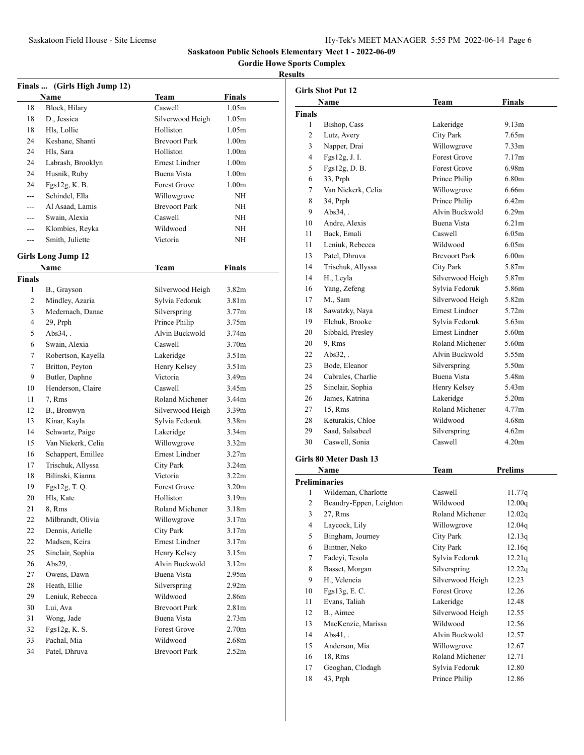## Saskatoon Public Schools Elementary Meet 1 - 2022-06-09

### Gordie Howe Sports Complex

### Results

**Finals ... (Girls High Jump 12)**

| | Name | Team | Finals |
|---|---|---|---|
| 18 | Block, Hilary | Caswell | 1.05m |
| 18 | D., Jessica | Silverwood Heigh | 1.05m |
| 18 | Hls, Lollie | Holliston | 1.05m |
| 24 | Keshane, Shanti | Brevoort Park | 1.00m |
| 24 | Hls, Sara | Holliston | 1.00m |
| 24 | Labrash, Brooklyn | Ernest Lindner | 1.00m |
| 24 | Husnik, Ruby | Buena Vista | 1.00m |
| 24 | Fgs12g, K. B. | Forest Grove | 1.00m |
| --- | Schindel, Ella | Willowgrove | NH |
| --- | Al Asaad, Lamis | Brevoort Park | NH |
| --- | Swain, Alexia | Caswell | NH |
| --- | Klombies, Reyka | Wildwood | NH |
| --- | Smith, Juliette | Victoria | NH |

**Girls Long Jump 12**

| | Name | Team | Finals |
|---|---|---|---|
| **Finals** | | | |
| 1 | B., Grayson | Silverwood Heigh | 3.82m |
| 2 | Mindley, Azaria | Sylvia Fedoruk | 3.81m |
| 3 | Medernach, Danae | Silverspring | 3.77m |
| 4 | 29, Prph | Prince Philip | 3.75m |
| 5 | Abs34, . | Alvin Buckwold | 3.74m |
| 6 | Swain, Alexia | Caswell | 3.70m |
| 7 | Robertson, Kayella | Lakeridge | 3.51m |
| 7 | Britton, Peyton | Henry Kelsey | 3.51m |
| 9 | Butler, Daphne | Victoria | 3.49m |
| 10 | Henderson, Claire | Caswell | 3.45m |
| 11 | 7, Rms | Roland Michener | 3.44m |
| 12 | B., Bronwyn | Silverwood Heigh | 3.39m |
| 13 | Kinar, Kayla | Sylvia Fedoruk | 3.38m |
| 14 | Schwartz, Paige | Lakeridge | 3.34m |
| 15 | Van Niekerk, Celia | Willowgrove | 3.32m |
| 16 | Schappert, Emillee | Ernest Lindner | 3.27m |
| 17 | Trischuk, Allyssa | City Park | 3.24m |
| 18 | Bilinski, Kianna | Victoria | 3.22m |
| 19 | Fgs12g, T. Q. | Forest Grove | 3.20m |
| 20 | Hls, Kate | Holliston | 3.19m |
| 21 | 8, Rms | Roland Michener | 3.18m |
| 22 | Milbrandt, Olivia | Willowgrove | 3.17m |
| 22 | Dennis, Arielle | City Park | 3.17m |
| 22 | Madsen, Keira | Ernest Lindner | 3.17m |
| 25 | Sinclair, Sophia | Henry Kelsey | 3.15m |
| 26 | Abs29, . | Alvin Buckwold | 3.12m |
| 27 | Owens, Dawn | Buena Vista | 2.95m |
| 28 | Heath, Ellie | Silverspring | 2.92m |
| 29 | Leniuk, Rebecca | Wildwood | 2.86m |
| 30 | Lui, Ava | Brevoort Park | 2.81m |
| 31 | Wong, Jade | Buena Vista | 2.73m |
| 32 | Fgs12g, K. S. | Forest Grove | 2.70m |
| 33 | Pachal, Mia | Wildwood | 2.68m |
| 34 | Patel, Dhruva | Brevoort Park | 2.52m |

**Girls Shot Put 12**

| | Name | Team | Finals |
|---|---|---|---|
| **Finals** | | | |
| 1 | Bishop, Cass | Lakeridge | 9.13m |
| 2 | Lutz, Avery | City Park | 7.65m |
| 3 | Napper, Drai | Willowgrove | 7.33m |
| 4 | Fgs12g, J. I. | Forest Grove | 7.17m |
| 5 | Fgs12g, D. B. | Forest Grove | 6.98m |
| 6 | 33, Prph | Prince Philip | 6.80m |
| 7 | Van Niekerk, Celia | Willowgrove | 6.66m |
| 8 | 34, Prph | Prince Philip | 6.42m |
| 9 | Abs34, . | Alvin Buckwold | 6.29m |
| 10 | Andre, Alexis | Buena Vista | 6.21m |
| 11 | Back, Emali | Caswell | 6.05m |
| 11 | Leniuk, Rebecca | Wildwood | 6.05m |
| 13 | Patel, Dhruva | Brevoort Park | 6.00m |
| 14 | Trischuk, Allyssa | City Park | 5.87m |
| 14 | H., Leyla | Silverwood Heigh | 5.87m |
| 16 | Yang, Zefeng | Sylvia Fedoruk | 5.86m |
| 17 | M., Sam | Silverwood Heigh | 5.82m |
| 18 | Sawatzky, Naya | Ernest Lindner | 5.72m |
| 19 | Elchuk, Brooke | Sylvia Fedoruk | 5.63m |
| 20 | Sibbald, Presley | Ernest Lindner | 5.60m |
| 20 | 9, Rms | Roland Michener | 5.60m |
| 22 | Abs32, . | Alvin Buckwold | 5.55m |
| 23 | Bode, Eleanor | Silverspring | 5.50m |
| 24 | Cabrales, Charlie | Buena Vista | 5.48m |
| 25 | Sinclair, Sophia | Henry Kelsey | 5.43m |
| 26 | James, Katrina | Lakeridge | 5.20m |
| 27 | 15, Rms | Roland Michener | 4.77m |
| 28 | Keturakis, Chloe | Wildwood | 4.68m |
| 29 | Saad, Salsabeel | Silverspring | 4.62m |
| 30 | Caswell, Sonia | Caswell | 4.20m |

**Girls 80 Meter Dash 13**

| | Name | Team | Prelims |
|---|---|---|---|
| **Preliminaries** | | | |
| 1 | Wildeman, Charlotte | Caswell | 11.77q |
| 2 | Beaudry-Eppen, Leighton | Wildwood | 12.00q |
| 3 | 27, Rms | Roland Michener | 12.02q |
| 4 | Laycock, Lily | Willowgrove | 12.04q |
| 5 | Bingham, Journey | City Park | 12.13q |
| 6 | Bintner, Neko | City Park | 12.16q |
| 7 | Fadeyi, Tesola | Sylvia Fedoruk | 12.21q |
| 8 | Basset, Morgan | Silverspring | 12.22q |
| 9 | H., Velencia | Silverwood Heigh | 12.23 |
| 10 | Fgs13g, E. C. | Forest Grove | 12.26 |
| 11 | Evans, Taliah | Lakeridge | 12.48 |
| 12 | B., Aimee | Silverwood Heigh | 12.55 |
| 13 | MacKenzie, Marissa | Wildwood | 12.56 |
| 14 | Abs41, . | Alvin Buckwold | 12.57 |
| 15 | Anderson, Mia | Willowgrove | 12.67 |
| 16 | 18, Rms | Roland Michener | 12.71 |
| 17 | Geoghan, Clodagh | Sylvia Fedoruk | 12.80 |
| 18 | 43, Prph | Prince Philip | 12.86 |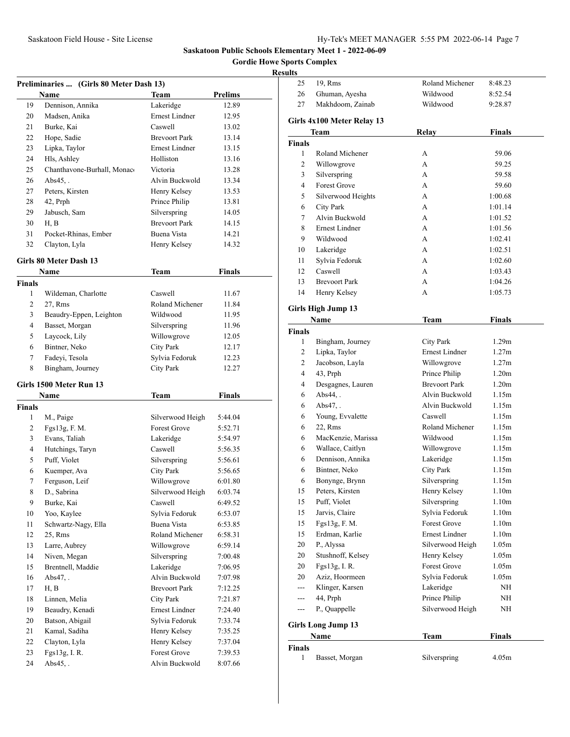## Saskatoon Public Schools Elementary Meet 1 - 2022-06-09

### Gordie Howe Sports Complex

#### Results

### Preliminaries ... (Girls 80 Meter Dash 13)

| | Name | Team | Prelims |
|---|---|---|---|
| 19 | Dennison, Annika | Lakeridge | 12.89 |
| 20 | Madsen, Anika | Ernest Lindner | 12.95 |
| 21 | Burke, Kai | Caswell | 13.02 |
| 22 | Hope, Sadie | Brevoort Park | 13.14 |
| 23 | Lipka, Taylor | Ernest Lindner | 13.15 |
| 24 | Hls, Ashley | Holliston | 13.16 |
| 25 | Chanthavone-Burhall, Monac | Victoria | 13.28 |
| 26 | Abs45, . | Alvin Buckwold | 13.34 |
| 27 | Peters, Kirsten | Henry Kelsey | 13.53 |
| 28 | 42, Prph | Prince Philip | 13.81 |
| 29 | Jabusch, Sam | Silverspring | 14.05 |
| 30 | H, B | Brevoort Park | 14.15 |
| 31 | Pocket-Rhinas, Ember | Buena Vista | 14.21 |
| 32 | Clayton, Lyla | Henry Kelsey | 14.32 |

### Girls 80 Meter Dash 13

| | Name | Team | Finals |
|---|---|---|---|
| **Finals** | | | |
| 1 | Wildeman, Charlotte | Caswell | 11.67 |
| 2 | 27, Rms | Roland Michener | 11.84 |
| 3 | Beaudry-Eppen, Leighton | Wildwood | 11.95 |
| 4 | Basset, Morgan | Silverspring | 11.96 |
| 5 | Laycock, Lily | Willowgrove | 12.05 |
| 6 | Bintner, Neko | City Park | 12.17 |
| 7 | Fadeyi, Tesola | Sylvia Fedoruk | 12.23 |
| 8 | Bingham, Journey | City Park | 12.27 |

### Girls 1500 Meter Run 13

| | Name | Team | Finals |
|---|---|---|---|
| **Finals** | | | |
| 1 | M., Paige | Silverwood Heigh | 5:44.04 |
| 2 | Fgs13g, F. M. | Forest Grove | 5:52.71 |
| 3 | Evans, Taliah | Lakeridge | 5:54.97 |
| 4 | Hutchings, Taryn | Caswell | 5:56.35 |
| 5 | Puff, Violet | Silverspring | 5:56.61 |
| 6 | Kuemper, Ava | City Park | 5:56.65 |
| 7 | Ferguson, Leif | Willowgrove | 6:01.80 |
| 8 | D., Sabrina | Silverwood Heigh | 6:03.74 |
| 9 | Burke, Kai | Caswell | 6:49.52 |
| 10 | Yoo, Kaylee | Sylvia Fedoruk | 6:53.07 |
| 11 | Schwartz-Nagy, Ella | Buena Vista | 6:53.85 |
| 12 | 25, Rms | Roland Michener | 6:58.31 |
| 13 | Larre, Aubrey | Willowgrove | 6:59.14 |
| 14 | Niven, Megan | Silverspring | 7:00.48 |
| 15 | Brentnell, Maddie | Lakeridge | 7:06.95 |
| 16 | Abs47, . | Alvin Buckwold | 7:07.98 |
| 17 | H, B | Brevoort Park | 7:12.25 |
| 18 | Linnen, Melia | City Park | 7:21.87 |
| 19 | Beaudry, Kenadi | Ernest Lindner | 7:24.40 |
| 20 | Batson, Abigail | Sylvia Fedoruk | 7:33.74 |
| 21 | Kamal, Sadiha | Henry Kelsey | 7:35.25 |
| 22 | Clayton, Lyla | Henry Kelsey | 7:37.04 |
| 23 | Fgs13g, I. R. | Forest Grove | 7:39.53 |
| 24 | Abs45, . | Alvin Buckwold | 8:07.66 |
| 25 | 19, Rms | Roland Michener | 8:48.23 |
| 26 | Ghuman, Ayesha | Wildwood | 8:52.54 |
| 27 | Makhdoom, Zainab | Wildwood | 9:28.87 |

### Girls 4x100 Meter Relay 13

| | Team | Relay | Finals |
|---|---|---|---|
| **Finals** | | | |
| 1 | Roland Michener | A | 59.06 |
| 2 | Willowgrove | A | 59.25 |
| 3 | Silverspring | A | 59.58 |
| 4 | Forest Grove | A | 59.60 |
| 5 | Silverwood Heights | A | 1:00.68 |
| 6 | City Park | A | 1:01.14 |
| 7 | Alvin Buckwold | A | 1:01.52 |
| 8 | Ernest Lindner | A | 1:01.56 |
| 9 | Wildwood | A | 1:02.41 |
| 10 | Lakeridge | A | 1:02.51 |
| 11 | Sylvia Fedoruk | A | 1:02.60 |
| 12 | Caswell | A | 1:03.43 |
| 13 | Brevoort Park | A | 1:04.26 |
| 14 | Henry Kelsey | A | 1:05.73 |

### Girls High Jump 13

| | Name | Team | Finals |
|---|---|---|---|
| **Finals** | | | |
| 1 | Bingham, Journey | City Park | 1.29m |
| 2 | Lipka, Taylor | Ernest Lindner | 1.27m |
| 2 | Jacobson, Layla | Willowgrove | 1.27m |
| 4 | 43, Prph | Prince Philip | 1.20m |
| 4 | Desgagnes, Lauren | Brevoort Park | 1.20m |
| 6 | Abs44, . | Alvin Buckwold | 1.15m |
| 6 | Abs47, . | Alvin Buckwold | 1.15m |
| 6 | Young, Evvalette | Caswell | 1.15m |
| 6 | 22, Rms | Roland Michener | 1.15m |
| 6 | MacKenzie, Marissa | Wildwood | 1.15m |
| 6 | Wallace, Caitlyn | Willowgrove | 1.15m |
| 6 | Dennison, Annika | Lakeridge | 1.15m |
| 6 | Bintner, Neko | City Park | 1.15m |
| 6 | Bonynge, Brynn | Silverspring | 1.15m |
| 15 | Peters, Kirsten | Henry Kelsey | 1.10m |
| 15 | Puff, Violet | Silverspring | 1.10m |
| 15 | Jarvis, Claire | Sylvia Fedoruk | 1.10m |
| 15 | Fgs13g, F. M. | Forest Grove | 1.10m |
| 15 | Erdman, Karlie | Ernest Lindner | 1.10m |
| 20 | P., Alyssa | Silverwood Heigh | 1.05m |
| 20 | Stushnoff, Kelsey | Henry Kelsey | 1.05m |
| 20 | Fgs13g, I. R. | Forest Grove | 1.05m |
| 20 | Aziz, Hoormeen | Sylvia Fedoruk | 1.05m |
| --- | Klinger, Karsen | Lakeridge | NH |
| --- | 44, Prph | Prince Philip | NH |
| --- | P., Quappelle | Silverwood Heigh | NH |

### Girls Long Jump 13

| | Name | Team | Finals |
|---|---|---|---|
| **Finals** | | | |
| 1 | Basset, Morgan | Silverspring | 4.05m |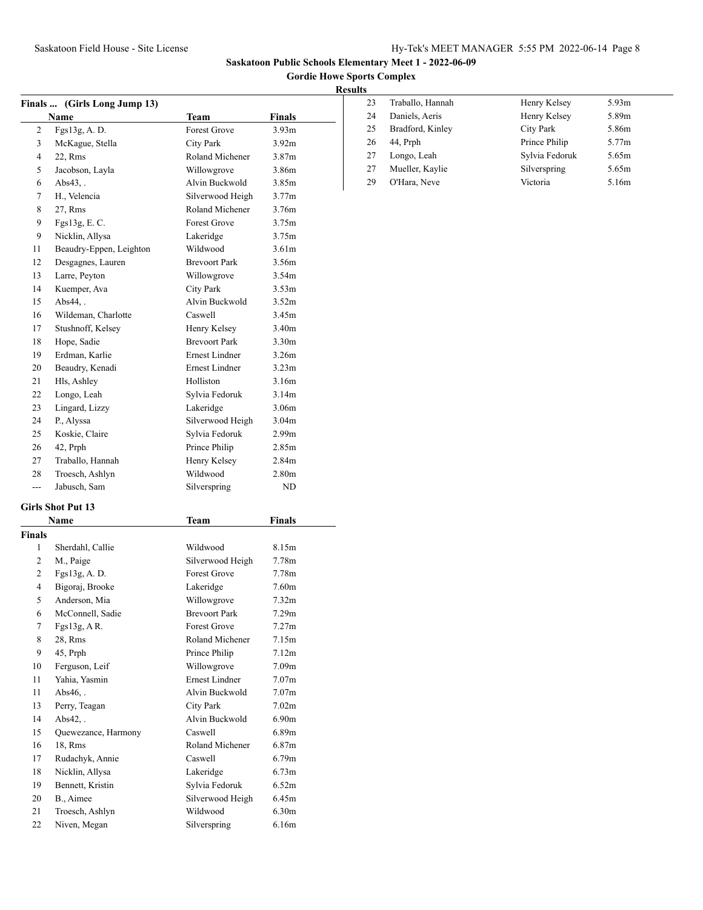## Saskatoon Public Schools Elementary Meet 1 - 2022-06-09

### Gordie Howe Sports Complex

### Results

#### Finals ... (Girls Long Jump 13)

| | Name | Team | Finals |
|---|---|---|---|
| 2 | Fgs13g, A. D. | Forest Grove | 3.93m |
| 3 | McKague, Stella | City Park | 3.92m |
| 4 | 22, Rms | Roland Michener | 3.87m |
| 5 | Jacobson, Layla | Willowgrove | 3.86m |
| 6 | Abs43, . | Alvin Buckwold | 3.85m |
| 7 | H., Velencia | Silverwood Heigh | 3.77m |
| 8 | 27, Rms | Roland Michener | 3.76m |
| 9 | Fgs13g, E. C. | Forest Grove | 3.75m |
| 9 | Nicklin, Allysa | Lakeridge | 3.75m |
| 11 | Beaudry-Eppen, Leighton | Wildwood | 3.61m |
| 12 | Desgagnes, Lauren | Brevoort Park | 3.56m |
| 13 | Larre, Peyton | Willowgrove | 3.54m |
| 14 | Kuemper, Ava | City Park | 3.53m |
| 15 | Abs44, . | Alvin Buckwold | 3.52m |
| 16 | Wildeman, Charlotte | Caswell | 3.45m |
| 17 | Stushnoff, Kelsey | Henry Kelsey | 3.40m |
| 18 | Hope, Sadie | Brevoort Park | 3.30m |
| 19 | Erdman, Karlie | Ernest Lindner | 3.26m |
| 20 | Beaudry, Kenadi | Ernest Lindner | 3.23m |
| 21 | Hls, Ashley | Holliston | 3.16m |
| 22 | Longo, Leah | Sylvia Fedoruk | 3.14m |
| 23 | Lingard, Lizzy | Lakeridge | 3.06m |
| 24 | P., Alyssa | Silverwood Heigh | 3.04m |
| 25 | Koskie, Claire | Sylvia Fedoruk | 2.99m |
| 26 | 42, Prph | Prince Philip | 2.85m |
| 27 | Traballo, Hannah | Henry Kelsey | 2.84m |
| 28 | Troesch, Ashlyn | Wildwood | 2.80m |
| --- | Jabusch, Sam | Silverspring | ND |

#### Girls Shot Put 13

| | Name | Team | Finals |
|---|---|---|---|
| **Finals** | | | |
| 1 | Sherdahl, Callie | Wildwood | 8.15m |
| 2 | M., Paige | Silverwood Heigh | 7.78m |
| 2 | Fgs13g, A. D. | Forest Grove | 7.78m |
| 4 | Bigoraj, Brooke | Lakeridge | 7.60m |
| 5 | Anderson, Mia | Willowgrove | 7.32m |
| 6 | McConnell, Sadie | Brevoort Park | 7.29m |
| 7 | Fgs13g, A R. | Forest Grove | 7.27m |
| 8 | 28, Rms | Roland Michener | 7.15m |
| 9 | 45, Prph | Prince Philip | 7.12m |
| 10 | Ferguson, Leif | Willowgrove | 7.09m |
| 11 | Yahia, Yasmin | Ernest Lindner | 7.07m |
| 11 | Abs46, . | Alvin Buckwold | 7.07m |
| 13 | Perry, Teagan | City Park | 7.02m |
| 14 | Abs42, . | Alvin Buckwold | 6.90m |
| 15 | Quewezance, Harmony | Caswell | 6.89m |
| 16 | 18, Rms | Roland Michener | 6.87m |
| 17 | Rudachyk, Annie | Caswell | 6.79m |
| 18 | Nicklin, Allysa | Lakeridge | 6.73m |
| 19 | Bennett, Kristin | Sylvia Fedoruk | 6.52m |
| 20 | B., Aimee | Silverwood Heigh | 6.45m |
| 21 | Troesch, Ashlyn | Wildwood | 6.30m |
| 22 | Niven, Megan | Silverspring | 6.16m |
| 23 | Traballo, Hannah | Henry Kelsey | 5.93m |
| 24 | Daniels, Aeris | Henry Kelsey | 5.89m |
| 25 | Bradford, Kinley | City Park | 5.86m |
| 26 | 44, Prph | Prince Philip | 5.77m |
| 27 | Longo, Leah | Sylvia Fedoruk | 5.65m |
| 27 | Mueller, Kaylie | Silverspring | 5.65m |
| 29 | O'Hara, Neve | Victoria | 5.16m |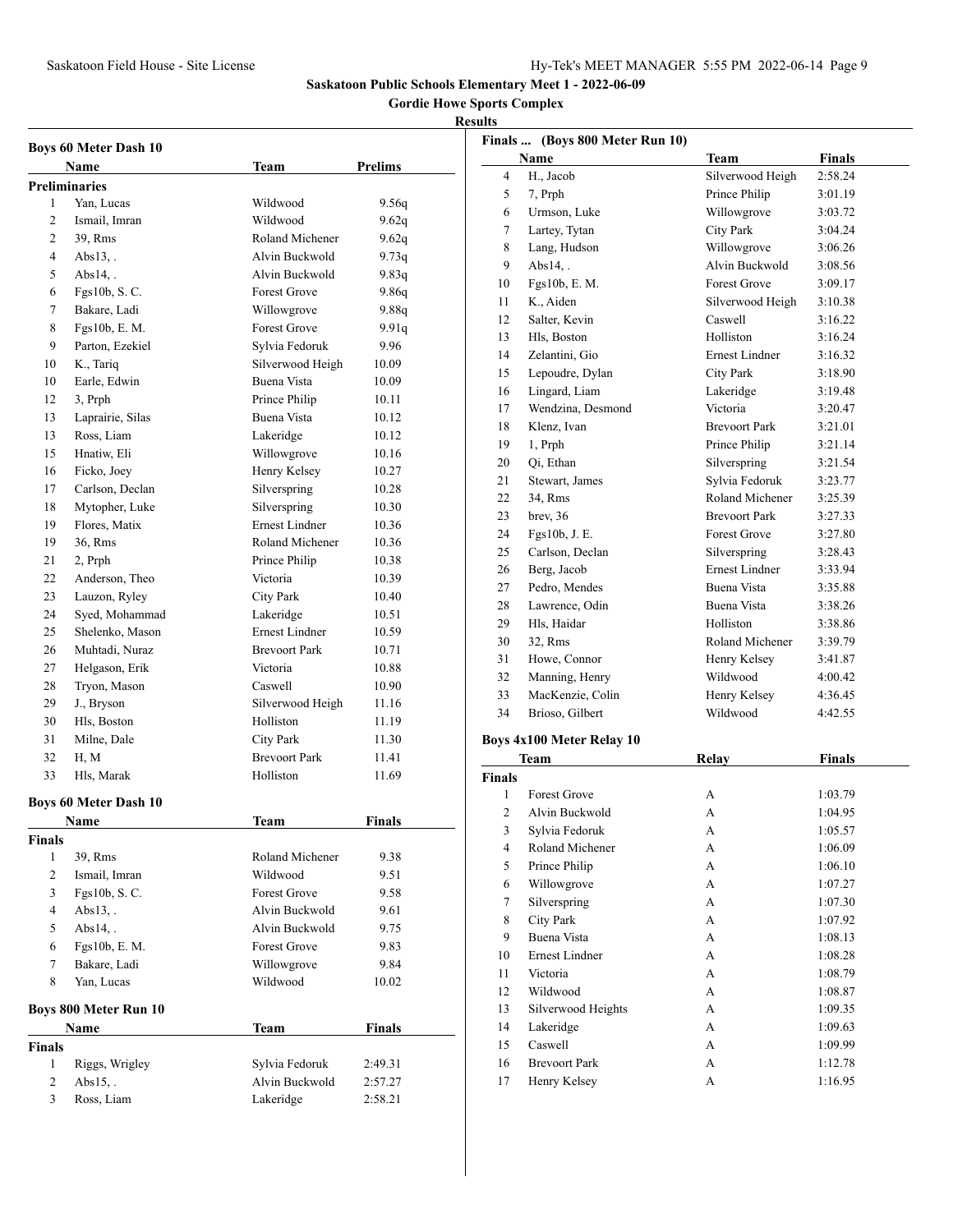**Saskatoon Public Schools Elementary Meet 1 - 2022-06-09**

**Gordie Howe Sports Complex**

**Results**

### Boys 60 Meter Dash 10

| | Name | Team | Prelims |
|---|---|---|---|
| **Preliminaries** | | | |
| 1 | Yan, Lucas | Wildwood | 9.56q |
| 2 | Ismail, Imran | Wildwood | 9.62q |
| 2 | 39, Rms | Roland Michener | 9.62q |
| 4 | Abs13, . | Alvin Buckwold | 9.73q |
| 5 | Abs14, . | Alvin Buckwold | 9.83q |
| 6 | Fgs10b, S. C. | Forest Grove | 9.86q |
| 7 | Bakare, Ladi | Willowgrove | 9.88q |
| 8 | Fgs10b, E. M. | Forest Grove | 9.91q |
| 9 | Parton, Ezekiel | Sylvia Fedoruk | 9.96 |
| 10 | K., Tariq | Silverwood Heigh | 10.09 |
| 10 | Earle, Edwin | Buena Vista | 10.09 |
| 12 | 3, Prph | Prince Philip | 10.11 |
| 13 | Laprairie, Silas | Buena Vista | 10.12 |
| 13 | Ross, Liam | Lakeridge | 10.12 |
| 15 | Hnatiw, Eli | Willowgrove | 10.16 |
| 16 | Ficko, Joey | Henry Kelsey | 10.27 |
| 17 | Carlson, Declan | Silverspring | 10.28 |
| 18 | Mytopher, Luke | Silverspring | 10.30 |
| 19 | Flores, Matix | Ernest Lindner | 10.36 |
| 19 | 36, Rms | Roland Michener | 10.36 |
| 21 | 2, Prph | Prince Philip | 10.38 |
| 22 | Anderson, Theo | Victoria | 10.39 |
| 23 | Lauzon, Ryley | City Park | 10.40 |
| 24 | Syed, Mohammad | Lakeridge | 10.51 |
| 25 | Shelenko, Mason | Ernest Lindner | 10.59 |
| 26 | Muhtadi, Nuraz | Brevoort Park | 10.71 |
| 27 | Helgason, Erik | Victoria | 10.88 |
| 28 | Tryon, Mason | Caswell | 10.90 |
| 29 | J., Bryson | Silverwood Heigh | 11.16 |
| 30 | Hls, Boston | Holliston | 11.19 |
| 31 | Milne, Dale | City Park | 11.30 |
| 32 | H, M | Brevoort Park | 11.41 |
| 33 | Hls, Marak | Holliston | 11.69 |

### Boys 60 Meter Dash 10

| | Name | Team | Finals |
|---|---|---|---|
| **Finals** | | | |
| 1 | 39, Rms | Roland Michener | 9.38 |
| 2 | Ismail, Imran | Wildwood | 9.51 |
| 3 | Fgs10b, S. C. | Forest Grove | 9.58 |
| 4 | Abs13, . | Alvin Buckwold | 9.61 |
| 5 | Abs14, . | Alvin Buckwold | 9.75 |
| 6 | Fgs10b, E. M. | Forest Grove | 9.83 |
| 7 | Bakare, Ladi | Willowgrove | 9.84 |
| 8 | Yan, Lucas | Wildwood | 10.02 |

### Boys 800 Meter Run 10

| | Name | Team | Finals |
|---|---|---|---|
| **Finals** | | | |
| 1 | Riggs, Wrigley | Sylvia Fedoruk | 2:49.31 |
| 2 | Abs15, . | Alvin Buckwold | 2:57.27 |
| 3 | Ross, Liam | Lakeridge | 2:58.21 |
| 4 | H., Jacob | Silverwood Heigh | 2:58.24 |
| 5 | 7, Prph | Prince Philip | 3:01.19 |
| 6 | Urmson, Luke | Willowgrove | 3:03.72 |
| 7 | Lartey, Tytan | City Park | 3:04.24 |
| 8 | Lang, Hudson | Willowgrove | 3:06.26 |
| 9 | Abs14, . | Alvin Buckwold | 3:08.56 |
| 10 | Fgs10b, E. M. | Forest Grove | 3:09.17 |
| 11 | K., Aiden | Silverwood Heigh | 3:10.38 |
| 12 | Salter, Kevin | Caswell | 3:16.22 |
| 13 | Hls, Boston | Holliston | 3:16.24 |
| 14 | Zelantini, Gio | Ernest Lindner | 3:16.32 |
| 15 | Lepoudre, Dylan | City Park | 3:18.90 |
| 16 | Lingard, Liam | Lakeridge | 3:19.48 |
| 17 | Wendzina, Desmond | Victoria | 3:20.47 |
| 18 | Klenz, Ivan | Brevoort Park | 3:21.01 |
| 19 | 1, Prph | Prince Philip | 3:21.14 |
| 20 | Qi, Ethan | Silverspring | 3:21.54 |
| 21 | Stewart, James | Sylvia Fedoruk | 3:23.77 |
| 22 | 34, Rms | Roland Michener | 3:25.39 |
| 23 | brev, 36 | Brevoort Park | 3:27.33 |
| 24 | Fgs10b, J. E. | Forest Grove | 3:27.80 |
| 25 | Carlson, Declan | Silverspring | 3:28.43 |
| 26 | Berg, Jacob | Ernest Lindner | 3:33.94 |
| 27 | Pedro, Mendes | Buena Vista | 3:35.88 |
| 28 | Lawrence, Odin | Buena Vista | 3:38.26 |
| 29 | Hls, Haidar | Holliston | 3:38.86 |
| 30 | 32, Rms | Roland Michener | 3:39.79 |
| 31 | Howe, Connor | Henry Kelsey | 3:41.87 |
| 32 | Manning, Henry | Wildwood | 4:00.42 |
| 33 | MacKenzie, Colin | Henry Kelsey | 4:36.45 |
| 34 | Brioso, Gilbert | Wildwood | 4:42.55 |

### Boys 4x100 Meter Relay 10

| | Team | Relay | Finals |
|---|---|---|---|
| **Finals** | | | |
| 1 | Forest Grove | A | 1:03.79 |
| 2 | Alvin Buckwold | A | 1:04.95 |
| 3 | Sylvia Fedoruk | A | 1:05.57 |
| 4 | Roland Michener | A | 1:06.09 |
| 5 | Prince Philip | A | 1:06.10 |
| 6 | Willowgrove | A | 1:07.27 |
| 7 | Silverspring | A | 1:07.30 |
| 8 | City Park | A | 1:07.92 |
| 9 | Buena Vista | A | 1:08.13 |
| 10 | Ernest Lindner | A | 1:08.28 |
| 11 | Victoria | A | 1:08.79 |
| 12 | Wildwood | A | 1:08.87 |
| 13 | Silverwood Heights | A | 1:09.35 |
| 14 | Lakeridge | A | 1:09.63 |
| 15 | Caswell | A | 1:09.99 |
| 16 | Brevoort Park | A | 1:12.78 |
| 17 | Henry Kelsey | A | 1:16.95 |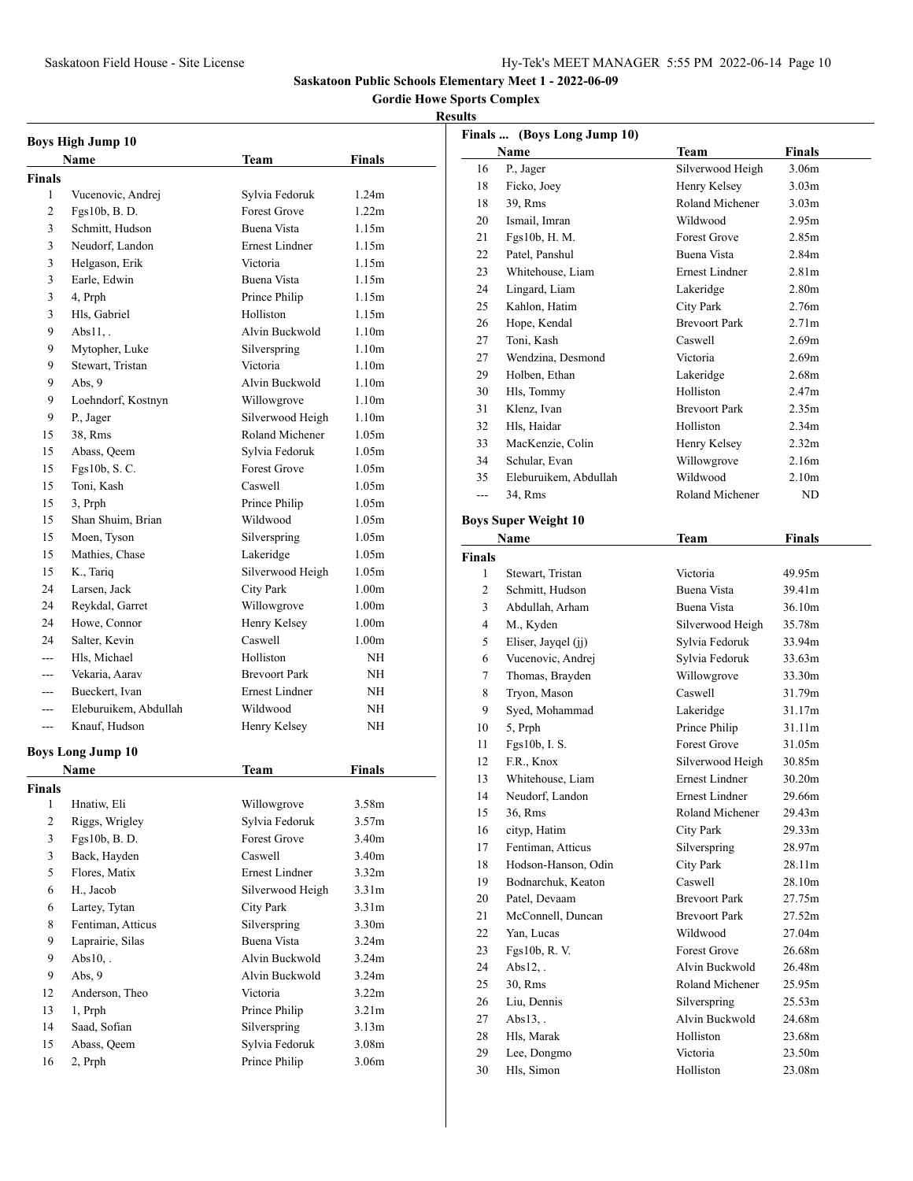**Saskatoon Public Schools Elementary Meet 1 - 2022-06-09**

**Gordie Howe Sports Complex**

**Results**

### Boys High Jump 10

**Finals**

| | Name | Team | Finals |
|---|---|---|---|
| 1 | Vucenovic, Andrej | Sylvia Fedoruk | 1.24m |
| 2 | Fgs10b, B. D. | Forest Grove | 1.22m |
| 3 | Schmitt, Hudson | Buena Vista | 1.15m |
| 3 | Neudorf, Landon | Ernest Lindner | 1.15m |
| 3 | Helgason, Erik | Victoria | 1.15m |
| 3 | Earle, Edwin | Buena Vista | 1.15m |
| 3 | 4, Prph | Prince Philip | 1.15m |
| 3 | Hls, Gabriel | Holliston | 1.15m |
| 9 | Abs11, . | Alvin Buckwold | 1.10m |
| 9 | Mytopher, Luke | Silverspring | 1.10m |
| 9 | Stewart, Tristan | Victoria | 1.10m |
| 9 | Abs, 9 | Alvin Buckwold | 1.10m |
| 9 | Loehndorf, Kostnyn | Willowgrove | 1.10m |
| 9 | P., Jager | Silverwood Heigh | 1.10m |
| 15 | 38, Rms | Roland Michener | 1.05m |
| 15 | Abass, Qeem | Sylvia Fedoruk | 1.05m |
| 15 | Fgs10b, S. C. | Forest Grove | 1.05m |
| 15 | Toni, Kash | Caswell | 1.05m |
| 15 | 3, Prph | Prince Philip | 1.05m |
| 15 | Shan Shuim, Brian | Wildwood | 1.05m |
| 15 | Moen, Tyson | Silverspring | 1.05m |
| 15 | Mathies, Chase | Lakeridge | 1.05m |
| 15 | K., Tariq | Silverwood Heigh | 1.05m |
| 24 | Larsen, Jack | City Park | 1.00m |
| 24 | Reykdal, Garret | Willowgrove | 1.00m |
| 24 | Howe, Connor | Henry Kelsey | 1.00m |
| 24 | Salter, Kevin | Caswell | 1.00m |
| --- | Hls, Michael | Holliston | NH |
| --- | Vekaria, Aarav | Brevoort Park | NH |
| --- | Bueckert, Ivan | Ernest Lindner | NH |
| --- | Eleburuikem, Abdullah | Wildwood | NH |
| --- | Knauf, Hudson | Henry Kelsey | NH |

### Boys Long Jump 10

**Finals**

| | Name | Team | Finals |
|---|---|---|---|
| 1 | Hnatiw, Eli | Willowgrove | 3.58m |
| 2 | Riggs, Wrigley | Sylvia Fedoruk | 3.57m |
| 3 | Fgs10b, B. D. | Forest Grove | 3.40m |
| 3 | Back, Hayden | Caswell | 3.40m |
| 5 | Flores, Matix | Ernest Lindner | 3.32m |
| 6 | H., Jacob | Silverwood Heigh | 3.31m |
| 6 | Lartey, Tytan | City Park | 3.31m |
| 8 | Fentiman, Atticus | Silverspring | 3.30m |
| 9 | Laprairie, Silas | Buena Vista | 3.24m |
| 9 | Abs10, . | Alvin Buckwold | 3.24m |
| 9 | Abs, 9 | Alvin Buckwold | 3.24m |
| 12 | Anderson, Theo | Victoria | 3.22m |
| 13 | 1, Prph | Prince Philip | 3.21m |
| 14 | Saad, Sofian | Silverspring | 3.13m |
| 15 | Abass, Qeem | Sylvia Fedoruk | 3.08m |
| 16 | 2, Prph | Prince Philip | 3.06m |
| 16 | P., Jager | Silverwood Heigh | 3.06m |
| 18 | Ficko, Joey | Henry Kelsey | 3.03m |
| 18 | 39, Rms | Roland Michener | 3.03m |
| 20 | Ismail, Imran | Wildwood | 2.95m |
| 21 | Fgs10b, H. M. | Forest Grove | 2.85m |
| 22 | Patel, Panshul | Buena Vista | 2.84m |
| 23 | Whitehouse, Liam | Ernest Lindner | 2.81m |
| 24 | Lingard, Liam | Lakeridge | 2.80m |
| 25 | Kahlon, Hatim | City Park | 2.76m |
| 26 | Hope, Kendal | Brevoort Park | 2.71m |
| 27 | Toni, Kash | Caswell | 2.69m |
| 27 | Wendzina, Desmond | Victoria | 2.69m |
| 29 | Holben, Ethan | Lakeridge | 2.68m |
| 30 | Hls, Tommy | Holliston | 2.47m |
| 31 | Klenz, Ivan | Brevoort Park | 2.35m |
| 32 | Hls, Haidar | Holliston | 2.34m |
| 33 | MacKenzie, Colin | Henry Kelsey | 2.32m |
| 34 | Schular, Evan | Willowgrove | 2.16m |
| 35 | Eleburuikem, Abdullah | Wildwood | 2.10m |
| --- | 34, Rms | Roland Michener | ND |

### Boys Super Weight 10

**Finals**

| | Name | Team | Finals |
|---|---|---|---|
| 1 | Stewart, Tristan | Victoria | 49.95m |
| 2 | Schmitt, Hudson | Buena Vista | 39.41m |
| 3 | Abdullah, Arham | Buena Vista | 36.10m |
| 4 | M., Kyden | Silverwood Heigh | 35.78m |
| 5 | Eliser, Jayqel (jj) | Sylvia Fedoruk | 33.94m |
| 6 | Vucenovic, Andrej | Sylvia Fedoruk | 33.63m |
| 7 | Thomas, Brayden | Willowgrove | 33.30m |
| 8 | Tryon, Mason | Caswell | 31.79m |
| 9 | Syed, Mohammad | Lakeridge | 31.17m |
| 10 | 5, Prph | Prince Philip | 31.11m |
| 11 | Fgs10b, I. S. | Forest Grove | 31.05m |
| 12 | F.R., Knox | Silverwood Heigh | 30.85m |
| 13 | Whitehouse, Liam | Ernest Lindner | 30.20m |
| 14 | Neudorf, Landon | Ernest Lindner | 29.66m |
| 15 | 36, Rms | Roland Michener | 29.43m |
| 16 | cityp, Hatim | City Park | 29.33m |
| 17 | Fentiman, Atticus | Silverspring | 28.97m |
| 18 | Hodson-Hanson, Odin | City Park | 28.11m |
| 19 | Bodnarchuk, Keaton | Caswell | 28.10m |
| 20 | Patel, Devaam | Brevoort Park | 27.75m |
| 21 | McConnell, Duncan | Brevoort Park | 27.52m |
| 22 | Yan, Lucas | Wildwood | 27.04m |
| 23 | Fgs10b, R. V. | Forest Grove | 26.68m |
| 24 | Abs12, . | Alvin Buckwold | 26.48m |
| 25 | 30, Rms | Roland Michener | 25.95m |
| 26 | Liu, Dennis | Silverspring | 25.53m |
| 27 | Abs13, . | Alvin Buckwold | 24.68m |
| 28 | Hls, Marak | Holliston | 23.68m |
| 29 | Lee, Dongmo | Victoria | 23.50m |
| 30 | Hls, Simon | Holliston | 23.08m |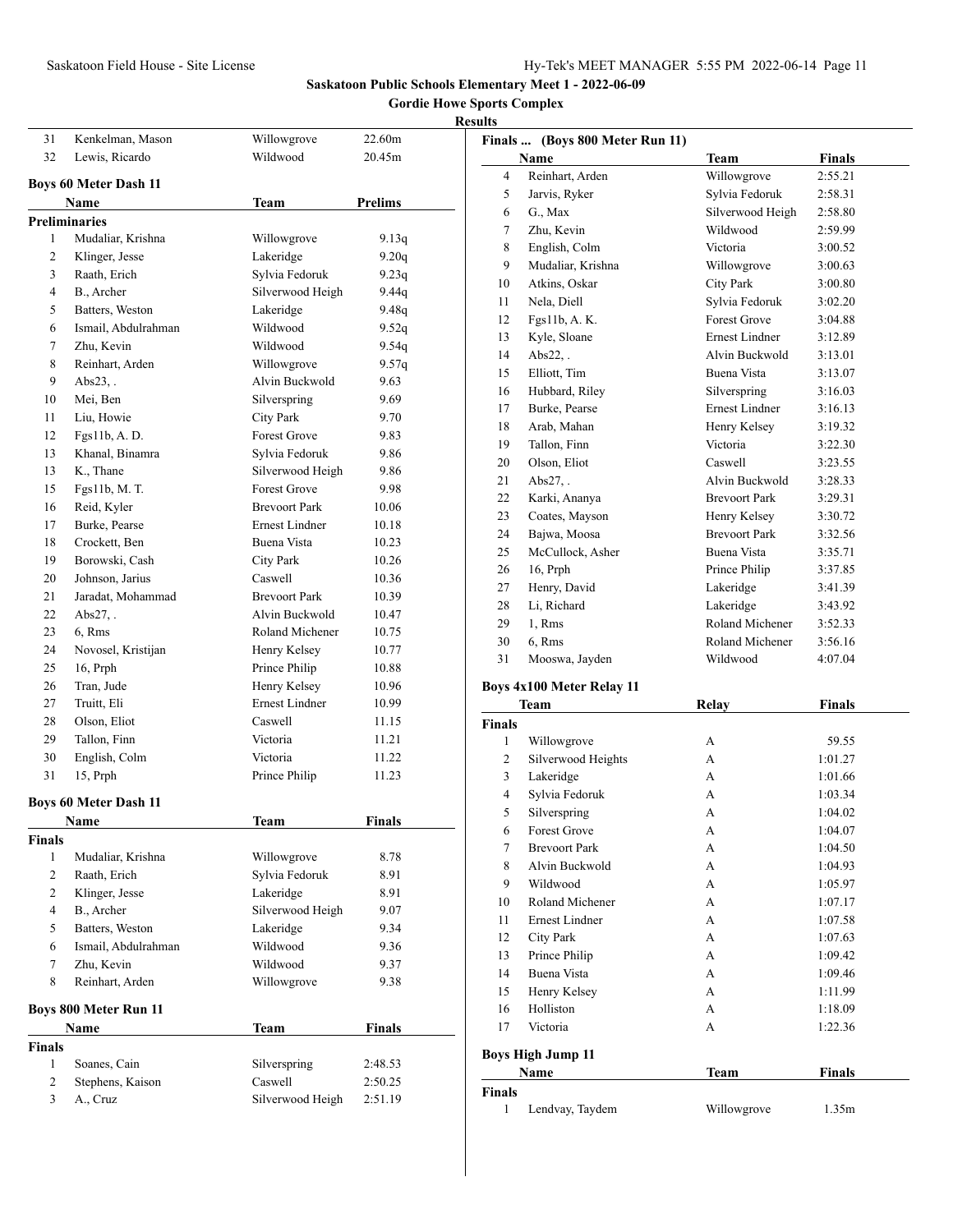# Saskatoon Public Schools Elementary Meet 1 - 2022-06-09

## Gordie Howe Sports Complex

### Results

| | Name | Team | |
|---|---|---|---|
| 31 | Kenkelman, Mason | Willowgrove | 22.60m |
| 32 | Lewis, Ricardo | Wildwood | 20.45m |

### Boys 60 Meter Dash 11

| | Name | Team | Prelims |
|---|---|---|---|
| **Preliminaries** | | | |
| 1 | Mudaliar, Krishna | Willowgrove | 9.13q |
| 2 | Klinger, Jesse | Lakeridge | 9.20q |
| 3 | Raath, Erich | Sylvia Fedoruk | 9.23q |
| 4 | B., Archer | Silverwood Heigh | 9.44q |
| 5 | Batters, Weston | Lakeridge | 9.48q |
| 6 | Ismail, Abdulrahman | Wildwood | 9.52q |
| 7 | Zhu, Kevin | Wildwood | 9.54q |
| 8 | Reinhart, Arden | Willowgrove | 9.57q |
| 9 | Abs23, . | Alvin Buckwold | 9.63 |
| 10 | Mei, Ben | Silverspring | 9.69 |
| 11 | Liu, Howie | City Park | 9.70 |
| 12 | Fgs11b, A. D. | Forest Grove | 9.83 |
| 13 | Khanal, Binamra | Sylvia Fedoruk | 9.86 |
| 13 | K., Thane | Silverwood Heigh | 9.86 |
| 15 | Fgs11b, M. T. | Forest Grove | 9.98 |
| 16 | Reid, Kyler | Brevoort Park | 10.06 |
| 17 | Burke, Pearse | Ernest Lindner | 10.18 |
| 18 | Crockett, Ben | Buena Vista | 10.23 |
| 19 | Borowski, Cash | City Park | 10.26 |
| 20 | Johnson, Jarius | Caswell | 10.36 |
| 21 | Jaradat, Mohammad | Brevoort Park | 10.39 |
| 22 | Abs27, . | Alvin Buckwold | 10.47 |
| 23 | 6, Rms | Roland Michener | 10.75 |
| 24 | Novosel, Kristijan | Henry Kelsey | 10.77 |
| 25 | 16, Prph | Prince Philip | 10.88 |
| 26 | Tran, Jude | Henry Kelsey | 10.96 |
| 27 | Truitt, Eli | Ernest Lindner | 10.99 |
| 28 | Olson, Eliot | Caswell | 11.15 |
| 29 | Tallon, Finn | Victoria | 11.21 |
| 30 | English, Colm | Victoria | 11.22 |
| 31 | 15, Prph | Prince Philip | 11.23 |

### Boys 60 Meter Dash 11

| | Name | Team | Finals |
|---|---|---|---|
| **Finals** | | | |
| 1 | Mudaliar, Krishna | Willowgrove | 8.78 |
| 2 | Raath, Erich | Sylvia Fedoruk | 8.91 |
| 2 | Klinger, Jesse | Lakeridge | 8.91 |
| 4 | B., Archer | Silverwood Heigh | 9.07 |
| 5 | Batters, Weston | Lakeridge | 9.34 |
| 6 | Ismail, Abdulrahman | Wildwood | 9.36 |
| 7 | Zhu, Kevin | Wildwood | 9.37 |
| 8 | Reinhart, Arden | Willowgrove | 9.38 |

### Boys 800 Meter Run 11

| | Name | Team | Finals |
|---|---|---|---|
| **Finals** | | | |
| 1 | Soanes, Cain | Silverspring | 2:48.53 |
| 2 | Stephens, Kaison | Caswell | 2:50.25 |
| 3 | A., Cruz | Silverwood Heigh | 2:51.19 |
| 4 | Reinhart, Arden | Willowgrove | 2:55.21 |
| 5 | Jarvis, Ryker | Sylvia Fedoruk | 2:58.31 |
| 6 | G., Max | Silverwood Heigh | 2:58.80 |
| 7 | Zhu, Kevin | Wildwood | 2:59.99 |
| 8 | English, Colm | Victoria | 3:00.52 |
| 9 | Mudaliar, Krishna | Willowgrove | 3:00.63 |
| 10 | Atkins, Oskar | City Park | 3:00.80 |
| 11 | Nela, Diell | Sylvia Fedoruk | 3:02.20 |
| 12 | Fgs11b, A. K. | Forest Grove | 3:04.88 |
| 13 | Kyle, Sloane | Ernest Lindner | 3:12.89 |
| 14 | Abs22, . | Alvin Buckwold | 3:13.01 |
| 15 | Elliott, Tim | Buena Vista | 3:13.07 |
| 16 | Hubbard, Riley | Silverspring | 3:16.03 |
| 17 | Burke, Pearse | Ernest Lindner | 3:16.13 |
| 18 | Arab, Mahan | Henry Kelsey | 3:19.32 |
| 19 | Tallon, Finn | Victoria | 3:22.30 |
| 20 | Olson, Eliot | Caswell | 3:23.55 |
| 21 | Abs27, . | Alvin Buckwold | 3:28.33 |
| 22 | Karki, Ananya | Brevoort Park | 3:29.31 |
| 23 | Coates, Mayson | Henry Kelsey | 3:30.72 |
| 24 | Bajwa, Moosa | Brevoort Park | 3:32.56 |
| 25 | McCullock, Asher | Buena Vista | 3:35.71 |
| 26 | 16, Prph | Prince Philip | 3:37.85 |
| 27 | Henry, David | Lakeridge | 3:41.39 |
| 28 | Li, Richard | Lakeridge | 3:43.92 |
| 29 | 1, Rms | Roland Michener | 3:52.33 |
| 30 | 6, Rms | Roland Michener | 3:56.16 |
| 31 | Mooswa, Jayden | Wildwood | 4:07.04 |

### Boys 4x100 Meter Relay 11

| | Team | Relay | Finals |
|---|---|---|---|
| **Finals** | | | |
| 1 | Willowgrove | A | 59.55 |
| 2 | Silverwood Heights | A | 1:01.27 |
| 3 | Lakeridge | A | 1:01.66 |
| 4 | Sylvia Fedoruk | A | 1:03.34 |
| 5 | Silverspring | A | 1:04.02 |
| 6 | Forest Grove | A | 1:04.07 |
| 7 | Brevoort Park | A | 1:04.50 |
| 8 | Alvin Buckwold | A | 1:04.93 |
| 9 | Wildwood | A | 1:05.97 |
| 10 | Roland Michener | A | 1:07.17 |
| 11 | Ernest Lindner | A | 1:07.58 |
| 12 | City Park | A | 1:07.63 |
| 13 | Prince Philip | A | 1:09.42 |
| 14 | Buena Vista | A | 1:09.46 |
| 15 | Henry Kelsey | A | 1:11.99 |
| 16 | Holliston | A | 1:18.09 |
| 17 | Victoria | A | 1:22.36 |

### Boys High Jump 11

| | Name | Team | Finals |
|---|---|---|---|
| **Finals** | | | |
| 1 | Lendvay, Taydem | Willowgrove | 1.35m |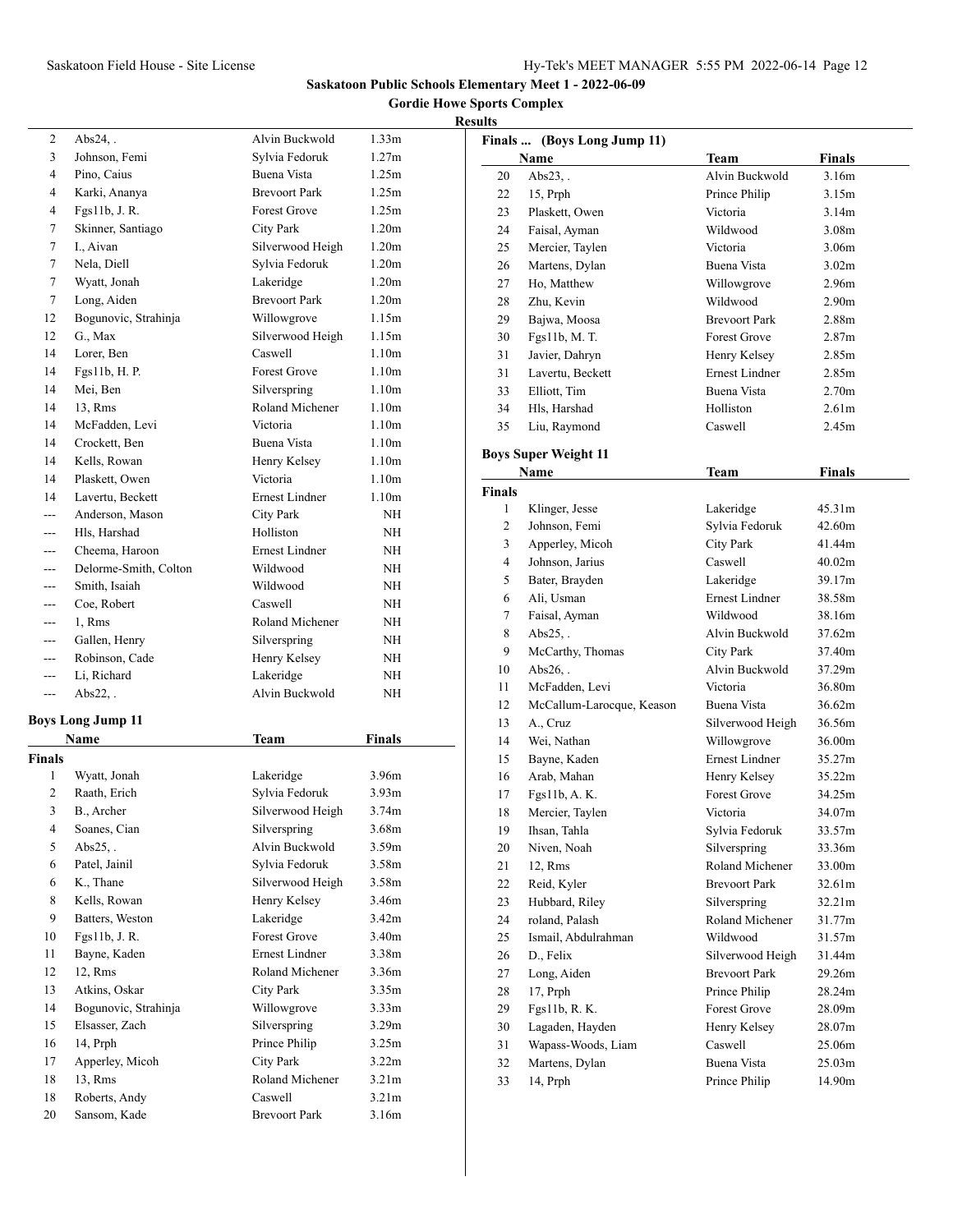## Saskatoon Public Schools Elementary Meet 1 - 2022-06-09

### Gordie Howe Sports Complex

**Results**

| | Name | Team | Finals |
|---|---|---|---|
| 2 | Abs24, . | Alvin Buckwold | 1.33m |
| 3 | Johnson, Femi | Sylvia Fedoruk | 1.27m |
| 4 | Pino, Caius | Buena Vista | 1.25m |
| 4 | Karki, Ananya | Brevoort Park | 1.25m |
| 4 | Fgs11b, J. R. | Forest Grove | 1.25m |
| 7 | Skinner, Santiago | City Park | 1.20m |
| 7 | I., Aivan | Silverwood Heigh | 1.20m |
| 7 | Nela, Diell | Sylvia Fedoruk | 1.20m |
| 7 | Wyatt, Jonah | Lakeridge | 1.20m |
| 7 | Long, Aiden | Brevoort Park | 1.20m |
| 12 | Bogunovic, Strahinja | Willowgrove | 1.15m |
| 12 | G., Max | Silverwood Heigh | 1.15m |
| 14 | Lorer, Ben | Caswell | 1.10m |
| 14 | Fgs11b, H. P. | Forest Grove | 1.10m |
| 14 | Mei, Ben | Silverspring | 1.10m |
| 14 | 13, Rms | Roland Michener | 1.10m |
| 14 | McFadden, Levi | Victoria | 1.10m |
| 14 | Crockett, Ben | Buena Vista | 1.10m |
| 14 | Kells, Rowan | Henry Kelsey | 1.10m |
| 14 | Plaskett, Owen | Victoria | 1.10m |
| 14 | Lavertu, Beckett | Ernest Lindner | 1.10m |
| --- | Anderson, Mason | City Park | NH |
| --- | Hls, Harshad | Holliston | NH |
| --- | Cheema, Haroon | Ernest Lindner | NH |
| --- | Delorme-Smith, Colton | Wildwood | NH |
| --- | Smith, Isaiah | Wildwood | NH |
| --- | Coe, Robert | Caswell | NH |
| --- | 1, Rms | Roland Michener | NH |
| --- | Gallen, Henry | Silverspring | NH |
| --- | Robinson, Cade | Henry Kelsey | NH |
| --- | Li, Richard | Lakeridge | NH |
| --- | Abs22, . | Alvin Buckwold | NH |

### Boys Long Jump 11

| | Name | Team | Finals |
|---|---|---|---|
| **Finals** | | | |
| 1 | Wyatt, Jonah | Lakeridge | 3.96m |
| 2 | Raath, Erich | Sylvia Fedoruk | 3.93m |
| 3 | B., Archer | Silverwood Heigh | 3.74m |
| 4 | Soanes, Cian | Silverspring | 3.68m |
| 5 | Abs25, . | Alvin Buckwold | 3.59m |
| 6 | Patel, Jainil | Sylvia Fedoruk | 3.58m |
| 6 | K., Thane | Silverwood Heigh | 3.58m |
| 8 | Kells, Rowan | Henry Kelsey | 3.46m |
| 9 | Batters, Weston | Lakeridge | 3.42m |
| 10 | Fgs11b, J. R. | Forest Grove | 3.40m |
| 11 | Bayne, Kaden | Ernest Lindner | 3.38m |
| 12 | 12, Rms | Roland Michener | 3.36m |
| 13 | Atkins, Oskar | City Park | 3.35m |
| 14 | Bogunovic, Strahinja | Willowgrove | 3.33m |
| 15 | Elsasser, Zach | Silverspring | 3.29m |
| 16 | 14, Prph | Prince Philip | 3.25m |
| 17 | Apperley, Micoh | City Park | 3.22m |
| 18 | 13, Rms | Roland Michener | 3.21m |
| 18 | Roberts, Andy | Caswell | 3.21m |
| 20 | Sansom, Kade | Brevoort Park | 3.16m |

**Finals ... (Boys Long Jump 11)**

| | Name | Team | Finals |
|---|---|---|---|
| 20 | Abs23, . | Alvin Buckwold | 3.16m |
| 22 | 15, Prph | Prince Philip | 3.15m |
| 23 | Plaskett, Owen | Victoria | 3.14m |
| 24 | Faisal, Ayman | Wildwood | 3.08m |
| 25 | Mercier, Taylen | Victoria | 3.06m |
| 26 | Martens, Dylan | Buena Vista | 3.02m |
| 27 | Ho, Matthew | Willowgrove | 2.96m |
| 28 | Zhu, Kevin | Wildwood | 2.90m |
| 29 | Bajwa, Moosa | Brevoort Park | 2.88m |
| 30 | Fgs11b, M. T. | Forest Grove | 2.87m |
| 31 | Javier, Dahryn | Henry Kelsey | 2.85m |
| 31 | Lavertu, Beckett | Ernest Lindner | 2.85m |
| 33 | Elliott, Tim | Buena Vista | 2.70m |
| 34 | Hls, Harshad | Holliston | 2.61m |
| 35 | Liu, Raymond | Caswell | 2.45m |

### Boys Super Weight 11

| | Name | Team | Finals |
|---|---|---|---|
| **Finals** | | | |
| 1 | Klinger, Jesse | Lakeridge | 45.31m |
| 2 | Johnson, Femi | Sylvia Fedoruk | 42.60m |
| 3 | Apperley, Micoh | City Park | 41.44m |
| 4 | Johnson, Jarius | Caswell | 40.02m |
| 5 | Bater, Brayden | Lakeridge | 39.17m |
| 6 | Ali, Usman | Ernest Lindner | 38.58m |
| 7 | Faisal, Ayman | Wildwood | 38.16m |
| 8 | Abs25, . | Alvin Buckwold | 37.62m |
| 9 | McCarthy, Thomas | City Park | 37.40m |
| 10 | Abs26, . | Alvin Buckwold | 37.29m |
| 11 | McFadden, Levi | Victoria | 36.80m |
| 12 | McCallum-Larocque, Keason | Buena Vista | 36.62m |
| 13 | A., Cruz | Silverwood Heigh | 36.56m |
| 14 | Wei, Nathan | Willowgrove | 36.00m |
| 15 | Bayne, Kaden | Ernest Lindner | 35.27m |
| 16 | Arab, Mahan | Henry Kelsey | 35.22m |
| 17 | Fgs11b, A. K. | Forest Grove | 34.25m |
| 18 | Mercier, Taylen | Victoria | 34.07m |
| 19 | Ihsan, Tahla | Sylvia Fedoruk | 33.57m |
| 20 | Niven, Noah | Silverspring | 33.36m |
| 21 | 12, Rms | Roland Michener | 33.00m |
| 22 | Reid, Kyler | Brevoort Park | 32.61m |
| 23 | Hubbard, Riley | Silverspring | 32.21m |
| 24 | roland, Palash | Roland Michener | 31.77m |
| 25 | Ismail, Abdulrahman | Wildwood | 31.57m |
| 26 | D., Felix | Silverwood Heigh | 31.44m |
| 27 | Long, Aiden | Brevoort Park | 29.26m |
| 28 | 17, Prph | Prince Philip | 28.24m |
| 29 | Fgs11b, R. K. | Forest Grove | 28.09m |
| 30 | Lagaden, Hayden | Henry Kelsey | 28.07m |
| 31 | Wapass-Woods, Liam | Caswell | 25.06m |
| 32 | Martens, Dylan | Buena Vista | 25.03m |
| 33 | 14, Prph | Prince Philip | 14.90m |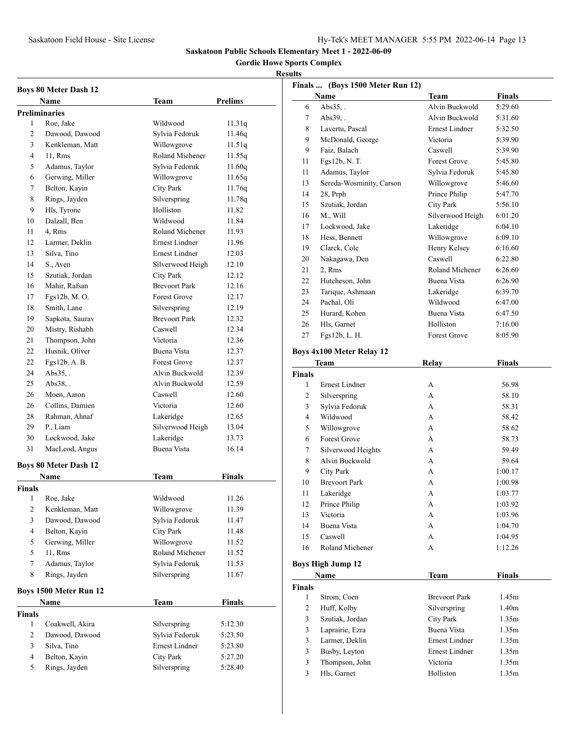**Saskatoon Public Schools Elementary Meet 1 - 2022-06-09**

**Gordie Howe Sports Complex**

**Results**

### Boys 80 Meter Dash 12

| | Name | Team | Prelims |
|---|---|---|---|
| **Preliminaries** | | | |
| 1 | Roe, Jake | Wildwood | 11.31q |
| 2 | Dawood, Dawood | Sylvia Fedoruk | 11.46q |
| 3 | Kenkleman, Matt | Willowgrove | 11.51q |
| 4 | 11, Rms | Roland Michener | 11.55q |
| 5 | Adamus, Taylor | Sylvia Fedoruk | 11.60q |
| 6 | Gerwing, Miller | Willowgrove | 11.65q |
| 7 | Belton, Kayin | City Park | 11.76q |
| 8 | Rings, Jayden | Silverspring | 11.78q |
| 9 | Hls, Tyrone | Holliston | 11.82 |
| 10 | Dalzall, Ben | Wildwood | 11.84 |
| 11 | 4, Rms | Roland Michener | 11.93 |
| 12 | Larmer, Deklin | Ernest Lindner | 11.96 |
| 13 | Silva, Tino | Ernest Lindner | 12.03 |
| 14 | S., Aven | Silverwood Heigh | 12.10 |
| 15 | Szutiak, Jordan | City Park | 12.12 |
| 16 | Mahir, Rafsan | Brevoort Park | 12.16 |
| 17 | Fgs12b, M. O. | Forest Grove | 12.17 |
| 18 | Smith, Lane | Silverspring | 12.19 |
| 19 | Sapkota, Saurav | Brevoort Park | 12.32 |
| 20 | Mistry, Rishabh | Caswell | 12.34 |
| 21 | Thompson, John | Victoria | 12.36 |
| 22 | Husnik, Oliver | Buena Vista | 12.37 |
| 22 | Fgs12b, A. B. | Forest Grove | 12.37 |
| 24 | Abs35, . | Alvin Buckwold | 12.39 |
| 25 | Abs38, . | Alvin Buckwold | 12.59 |
| 26 | Moen, Aaron | Caswell | 12.60 |
| 26 | Collins, Damien | Victoria | 12.60 |
| 28 | Rahman, Ahnaf | Lakeridge | 12.65 |
| 29 | P., Liam | Silverwood Heigh | 13.04 |
| 30 | Lockwood, Jake | Lakeridge | 13.73 |
| 31 | MacLeod, Angus | Buena Vista | 16.14 |

### Boys 80 Meter Dash 12

| | Name | Team | Finals |
|---|---|---|---|
| **Finals** | | | |
| 1 | Roe, Jake | Wildwood | 11.26 |
| 2 | Kenkleman, Matt | Willowgrove | 11.39 |
| 3 | Dawood, Dawood | Sylvia Fedoruk | 11.47 |
| 4 | Belton, Kayin | City Park | 11.48 |
| 5 | Gerwing, Miller | Willowgrove | 11.52 |
| 5 | 11, Rms | Roland Michener | 11.52 |
| 7 | Adamus, Taylor | Sylvia Fedoruk | 11.53 |
| 8 | Rings, Jayden | Silverspring | 11.67 |

### Boys 1500 Meter Run 12

| | Name | Team | Finals |
|---|---|---|---|
| **Finals** | | | |
| 1 | Coakwell, Akira | Silverspring | 5:12.30 |
| 2 | Dawood, Dawood | Sylvia Fedoruk | 5:23.50 |
| 3 | Silva, Tino | Ernest Lindner | 5:23.80 |
| 4 | Belton, Kayin | City Park | 5:27.20 |
| 5 | Rings, Jayden | Silverspring | 5:28.40 |
| 6 | Abs35, . | Alvin Buckwold | 5:29.60 |
| 7 | Abs39, . | Alvin Buckwold | 5:31.60 |
| 8 | Lavertu, Pascal | Ernest Lindner | 5:32.50 |
| 9 | McDonald, George | Victoria | 5:39.90 |
| 9 | Faiz, Balach | Caswell | 5:39.90 |
| 11 | Fgs12b, N. T. | Forest Grove | 5:45.80 |
| 11 | Adamus, Taylor | Sylvia Fedoruk | 5:45.80 |
| 13 | Sereda-Wosminity, Carson | Willowgrove | 5:46.60 |
| 14 | 28, Prph | Prince Philip | 5:47.70 |
| 15 | Szutiak, Jordan | City Park | 5:56.10 |
| 16 | M., Will | Silverwood Heigh | 6:01.20 |
| 17 | Lockwood, Jake | Lakeridge | 6:04.10 |
| 18 | Hess, Bennett | Willowgrove | 6:09.10 |
| 19 | Clarck, Cole | Henry Kelsey | 6:16.60 |
| 20 | Nakagawa, Den | Caswell | 6:22.80 |
| 21 | 2, Rms | Roland Michener | 6:26.60 |
| 22 | Hutcheson, John | Buena Vista | 6:26.90 |
| 23 | Tarique, Ashmaan | Lakeridge | 6:39.70 |
| 24 | Pachal, Oli | Wildwood | 6:47.00 |
| 25 | Hurard, Kohen | Buena Vista | 6:47.50 |
| 26 | Hls, Garnet | Holliston | 7:16.00 |
| 27 | Fgs12b, L. H. | Forest Grove | 8:05.90 |

### Boys 4x100 Meter Relay 12

| | Team | Relay | Finals |
|---|---|---|---|
| **Finals** | | | |
| 1 | Ernest Lindner | A | 56.98 |
| 2 | Silverspring | A | 58.10 |
| 3 | Sylvia Fedoruk | A | 58.31 |
| 4 | Wildwood | A | 58.42 |
| 5 | Willowgrove | A | 58.62 |
| 6 | Forest Grove | A | 58.73 |
| 7 | Silverwood Heights | A | 59.49 |
| 8 | Alvin Buckwold | A | 59.64 |
| 9 | City Park | A | 1:00.17 |
| 10 | Brevoort Park | A | 1:00.98 |
| 11 | Lakeridge | A | 1:03.77 |
| 12 | Prince Philip | A | 1:03.92 |
| 13 | Victoria | A | 1:03.96 |
| 14 | Buena Vista | A | 1:04.70 |
| 15 | Caswell | A | 1:04.95 |
| 16 | Roland Michener | A | 1:12.26 |

### Boys High Jump 12

| | Name | Team | Finals |
|---|---|---|---|
| **Finals** | | | |
| 1 | Strom, Coen | Brevoort Park | 1.45m |
| 2 | Huff, Kolby | Silverspring | 1.40m |
| 3 | Szutiak, Jordan | City Park | 1.35m |
| 3 | Laprairie, Ezra | Buena Vista | 1.35m |
| 3 | Larmer, Deklin | Ernest Lindner | 1.35m |
| 3 | Busby, Leyton | Ernest Lindner | 1.35m |
| 3 | Thompson, John | Victoria | 1.35m |
| 3 | Hls, Garnet | Holliston | 1.35m |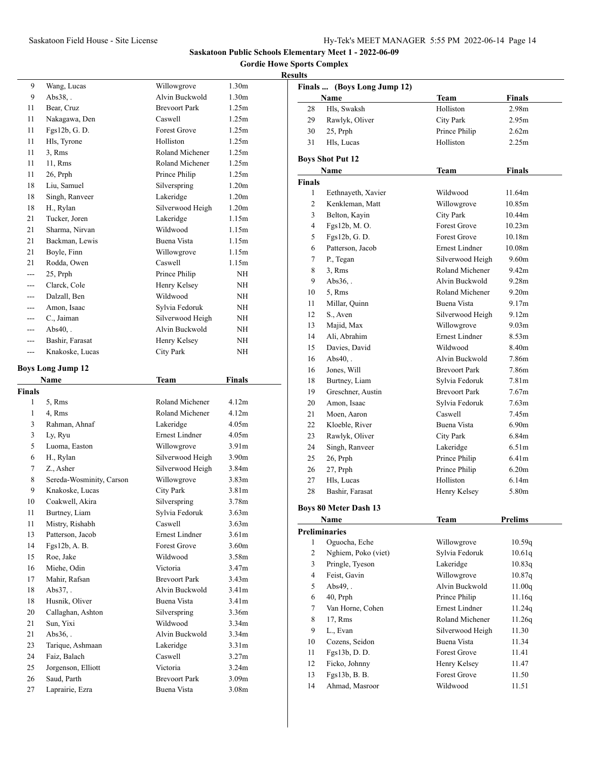# Saskatoon Public Schools Elementary Meet 1 - 2022-06-09

## Gordie Howe Sports Complex

### Results

| | Name | Team | Finals |
|---|---|---|---|
| 9 | Wang, Lucas | Willowgrove | 1.30m |
| 9 | Abs38, . | Alvin Buckwold | 1.30m |
| 11 | Bear, Cruz | Brevoort Park | 1.25m |
| 11 | Nakagawa, Den | Caswell | 1.25m |
| 11 | Fgs12b, G. D. | Forest Grove | 1.25m |
| 11 | Hls, Tyrone | Holliston | 1.25m |
| 11 | 3, Rms | Roland Michener | 1.25m |
| 11 | 11, Rms | Roland Michener | 1.25m |
| 11 | 26, Prph | Prince Philip | 1.25m |
| 18 | Liu, Samuel | Silverspring | 1.20m |
| 18 | Singh, Ranveer | Lakeridge | 1.20m |
| 18 | H., Rylan | Silverwood Heigh | 1.20m |
| 21 | Tucker, Joren | Lakeridge | 1.15m |
| 21 | Sharma, Nirvan | Wildwood | 1.15m |
| 21 | Backman, Lewis | Buena Vista | 1.15m |
| 21 | Boyle, Finn | Willowgrove | 1.15m |
| 21 | Rodda, Owen | Caswell | 1.15m |
| --- | 25, Prph | Prince Philip | NH |
| --- | Clarck, Cole | Henry Kelsey | NH |
| --- | Dalzall, Ben | Wildwood | NH |
| --- | Amon, Isaac | Sylvia Fedoruk | NH |
| --- | C., Jaiman | Silverwood Heigh | NH |
| --- | Abs40, . | Alvin Buckwold | NH |
| --- | Bashir, Farasat | Henry Kelsey | NH |
| --- | Knakoske, Lucas | City Park | NH |

**Boys Long Jump 12**

| | Name | Team | Finals |
|---|---|---|---|
| **Finals** | | | |
| 1 | 5, Rms | Roland Michener | 4.12m |
| 1 | 4, Rms | Roland Michener | 4.12m |
| 3 | Rahman, Ahnaf | Lakeridge | 4.05m |
| 3 | Ly, Ryu | Ernest Lindner | 4.05m |
| 5 | Luoma, Easton | Willowgrove | 3.91m |
| 6 | H., Rylan | Silverwood Heigh | 3.90m |
| 7 | Z., Asher | Silverwood Heigh | 3.84m |
| 8 | Sereda-Wosminity, Carson | Willowgrove | 3.83m |
| 9 | Knakoske, Lucas | City Park | 3.81m |
| 10 | Coakwell, Akira | Silverspring | 3.78m |
| 11 | Burtney, Liam | Sylvia Fedoruk | 3.63m |
| 11 | Mistry, Rishabh | Caswell | 3.63m |
| 13 | Patterson, Jacob | Ernest Lindner | 3.61m |
| 14 | Fgs12b, A. B. | Forest Grove | 3.60m |
| 15 | Roe, Jake | Wildwood | 3.58m |
| 16 | Miehe, Odin | Victoria | 3.47m |
| 17 | Mahir, Rafsan | Brevoort Park | 3.43m |
| 18 | Abs37, . | Alvin Buckwold | 3.41m |
| 18 | Husnik, Oliver | Buena Vista | 3.41m |
| 20 | Callaghan, Ashton | Silverspring | 3.36m |
| 21 | Sun, Yixi | Wildwood | 3.34m |
| 21 | Abs36, . | Alvin Buckwold | 3.34m |
| 23 | Tarique, Ashmaan | Lakeridge | 3.31m |
| 24 | Faiz, Balach | Caswell | 3.27m |
| 25 | Jorgenson, Elliott | Victoria | 3.24m |
| 26 | Saud, Parth | Brevoort Park | 3.09m |
| 27 | Laprairie, Ezra | Buena Vista | 3.08m |

**Finals ... (Boys Long Jump 12)**

| | Name | Team | Finals |
|---|---|---|---|
| 28 | Hls, Swaksh | Holliston | 2.98m |
| 29 | Rawlyk, Oliver | City Park | 2.95m |
| 30 | 25, Prph | Prince Philip | 2.62m |
| 31 | Hls, Lucas | Holliston | 2.25m |

**Boys Shot Put 12**

| | Name | Team | Finals |
|---|---|---|---|
| **Finals** | | | |
| 1 | Eethnayeth, Xavier | Wildwood | 11.64m |
| 2 | Kenkleman, Matt | Willowgrove | 10.85m |
| 3 | Belton, Kayin | City Park | 10.44m |
| 4 | Fgs12b, M. O. | Forest Grove | 10.23m |
| 5 | Fgs12b, G. D. | Forest Grove | 10.18m |
| 6 | Patterson, Jacob | Ernest Lindner | 10.08m |
| 7 | P., Tegan | Silverwood Heigh | 9.60m |
| 8 | 3, Rms | Roland Michener | 9.42m |
| 9 | Abs36, . | Alvin Buckwold | 9.28m |
| 10 | 5, Rms | Roland Michener | 9.20m |
| 11 | Millar, Quinn | Buena Vista | 9.17m |
| 12 | S., Aven | Silverwood Heigh | 9.12m |
| 13 | Majid, Max | Willowgrove | 9.03m |
| 14 | Ali, Abrahim | Ernest Lindner | 8.53m |
| 15 | Davies, David | Wildwood | 8.40m |
| 16 | Abs40, . | Alvin Buckwold | 7.86m |
| 16 | Jones, Will | Brevoort Park | 7.86m |
| 18 | Burtney, Liam | Sylvia Fedoruk | 7.81m |
| 19 | Greschner, Austin | Brevoort Park | 7.67m |
| 20 | Amon, Isaac | Sylvia Fedoruk | 7.63m |
| 21 | Moen, Aaron | Caswell | 7.45m |
| 22 | Kloeble, River | Buena Vista | 6.90m |
| 23 | Rawlyk, Oliver | City Park | 6.84m |
| 24 | Singh, Ranveer | Lakeridge | 6.51m |
| 25 | 26, Prph | Prince Philip | 6.41m |
| 26 | 27, Prph | Prince Philip | 6.20m |
| 27 | Hls, Lucas | Holliston | 6.14m |
| 28 | Bashir, Farasat | Henry Kelsey | 5.80m |

**Boys 80 Meter Dash 13**

| | Name | Team | Prelims |
|---|---|---|---|
| **Preliminaries** | | | |
| 1 | Oguocha, Eche | Willowgrove | 10.59q |
| 2 | Nghiem, Poko (viet) | Sylvia Fedoruk | 10.61q |
| 3 | Pringle, Tyeson | Lakeridge | 10.83q |
| 4 | Feist, Gavin | Willowgrove | 10.87q |
| 5 | Abs49, . | Alvin Buckwold | 11.00q |
| 6 | 40, Prph | Prince Philip | 11.16q |
| 7 | Van Horne, Cohen | Ernest Lindner | 11.24q |
| 8 | 17, Rms | Roland Michener | 11.26q |
| 9 | L., Evan | Silverwood Heigh | 11.30 |
| 10 | Cozens, Seidon | Buena Vista | 11.34 |
| 11 | Fgs13b, D. D. | Forest Grove | 11.41 |
| 12 | Ficko, Johnny | Henry Kelsey | 11.47 |
| 13 | Fgs13b, B. B. | Forest Grove | 11.50 |
| 14 | Ahmad, Masroor | Wildwood | 11.51 |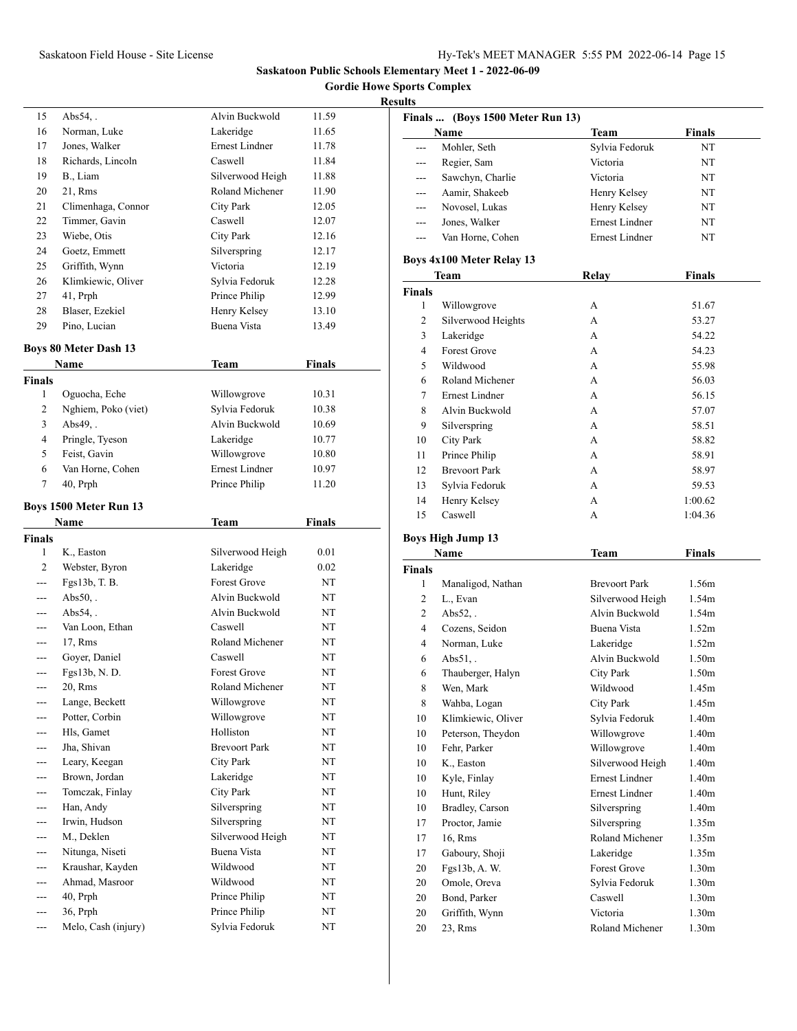# Saskatoon Public Schools Elementary Meet 1 - 2022-06-09

## Gordie Howe Sports Complex

## Results

| | Name | Team | Finals |
|---|---|---|---|
| 15 | Abs54, . | Alvin Buckwold | 11.59 |
| 16 | Norman, Luke | Lakeridge | 11.65 |
| 17 | Jones, Walker | Ernest Lindner | 11.78 |
| 18 | Richards, Lincoln | Caswell | 11.84 |
| 19 | B., Liam | Silverwood Heigh | 11.88 |
| 20 | 21, Rms | Roland Michener | 11.90 |
| 21 | Climenhaga, Connor | City Park | 12.05 |
| 22 | Timmer, Gavin | Caswell | 12.07 |
| 23 | Wiebe, Otis | City Park | 12.16 |
| 24 | Goetz, Emmett | Silverspring | 12.17 |
| 25 | Griffith, Wynn | Victoria | 12.19 |
| 26 | Klimkiewic, Oliver | Sylvia Fedoruk | 12.28 |
| 27 | 41, Prph | Prince Philip | 12.99 |
| 28 | Blaser, Ezekiel | Henry Kelsey | 13.10 |
| 29 | Pino, Lucian | Buena Vista | 13.49 |

### Boys 80 Meter Dash 13

| | Name | Team | Finals |
|---|---|---|---|
| **Finals** | | | |
| 1 | Oguocha, Eche | Willowgrove | 10.31 |
| 2 | Nghiem, Poko (viet) | Sylvia Fedoruk | 10.38 |
| 3 | Abs49, . | Alvin Buckwold | 10.69 |
| 4 | Pringle, Tyeson | Lakeridge | 10.77 |
| 5 | Feist, Gavin | Willowgrove | 10.80 |
| 6 | Van Horne, Cohen | Ernest Lindner | 10.97 |
| 7 | 40, Prph | Prince Philip | 11.20 |

### Boys 1500 Meter Run 13

| | Name | Team | Finals |
|---|---|---|---|
| **Finals** | | | |
| 1 | K., Easton | Silverwood Heigh | 0.01 |
| 2 | Webster, Byron | Lakeridge | 0.02 |
| --- | Fgs13b, T. B. | Forest Grove | NT |
| --- | Abs50, . | Alvin Buckwold | NT |
| --- | Abs54, . | Alvin Buckwold | NT |
| --- | Van Loon, Ethan | Caswell | NT |
| --- | 17, Rms | Roland Michener | NT |
| --- | Goyer, Daniel | Caswell | NT |
| --- | Fgs13b, N. D. | Forest Grove | NT |
| --- | 20, Rms | Roland Michener | NT |
| --- | Lange, Beckett | Willowgrove | NT |
| --- | Potter, Corbin | Willowgrove | NT |
| --- | Hls, Gamet | Holliston | NT |
| --- | Jha, Shivan | Brevoort Park | NT |
| --- | Leary, Keegan | City Park | NT |
| --- | Brown, Jordan | Lakeridge | NT |
| --- | Tomczak, Finlay | City Park | NT |
| --- | Han, Andy | Silverspring | NT |
| --- | Irwin, Hudson | Silverspring | NT |
| --- | M., Deklen | Silverwood Heigh | NT |
| --- | Nitunga, Niseti | Buena Vista | NT |
| --- | Kraushar, Kayden | Wildwood | NT |
| --- | Ahmad, Masroor | Wildwood | NT |
| --- | 40, Prph | Prince Philip | NT |
| --- | 36, Prph | Prince Philip | NT |
| --- | Melo, Cash (injury) | Sylvia Fedoruk | NT |

### Finals ... (Boys 1500 Meter Run 13)

| | Name | Team | Finals |
|---|---|---|---|
| --- | Mohler, Seth | Sylvia Fedoruk | NT |
| --- | Regier, Sam | Victoria | NT |
| --- | Sawchyn, Charlie | Victoria | NT |
| --- | Aamir, Shakeeb | Henry Kelsey | NT |
| --- | Novosel, Lukas | Henry Kelsey | NT |
| --- | Jones, Walker | Ernest Lindner | NT |
| --- | Van Horne, Cohen | Ernest Lindner | NT |

### Boys 4x100 Meter Relay 13

| | Team | Relay | Finals |
|---|---|---|---|
| **Finals** | | | |
| 1 | Willowgrove | A | 51.67 |
| 2 | Silverwood Heights | A | 53.27 |
| 3 | Lakeridge | A | 54.22 |
| 4 | Forest Grove | A | 54.23 |
| 5 | Wildwood | A | 55.98 |
| 6 | Roland Michener | A | 56.03 |
| 7 | Ernest Lindner | A | 56.15 |
| 8 | Alvin Buckwold | A | 57.07 |
| 9 | Silverspring | A | 58.51 |
| 10 | City Park | A | 58.82 |
| 11 | Prince Philip | A | 58.91 |
| 12 | Brevoort Park | A | 58.97 |
| 13 | Sylvia Fedoruk | A | 59.53 |
| 14 | Henry Kelsey | A | 1:00.62 |
| 15 | Caswell | A | 1:04.36 |

### Boys High Jump 13

| | Name | Team | Finals |
|---|---|---|---|
| **Finals** | | | |
| 1 | Managligod, Nathan | Brevoort Park | 1.56m |
| 2 | L., Evan | Silverwood Heigh | 1.54m |
| 2 | Abs52, . | Alvin Buckwold | 1.54m |
| 4 | Cozens, Seidon | Buena Vista | 1.52m |
| 4 | Norman, Luke | Lakeridge | 1.52m |
| 6 | Abs51, . | Alvin Buckwold | 1.50m |
| 6 | Thauberger, Halyn | City Park | 1.50m |
| 8 | Wen, Mark | Wildwood | 1.45m |
| 8 | Wahba, Logan | City Park | 1.45m |
| 10 | Klimkiewic, Oliver | Sylvia Fedoruk | 1.40m |
| 10 | Peterson, Theydon | Willowgrove | 1.40m |
| 10 | Fehr, Parker | Willowgrove | 1.40m |
| 10 | K., Easton | Silverwood Heigh | 1.40m |
| 10 | Kyle, Finlay | Ernest Lindner | 1.40m |
| 10 | Hunt, Riley | Ernest Lindner | 1.40m |
| 10 | Bradley, Carson | Silverspring | 1.40m |
| 17 | Proctor, Jamie | Silverspring | 1.35m |
| 17 | 16, Rms | Roland Michener | 1.35m |
| 17 | Gaboury, Shoji | Lakeridge | 1.35m |
| 20 | Fgs13b, A. W. | Forest Grove | 1.30m |
| 20 | Omole, Oreva | Sylvia Fedoruk | 1.30m |
| 20 | Bond, Parker | Caswell | 1.30m |
| 20 | Griffith, Wynn | Victoria | 1.30m |
| 20 | 23, Rms | Roland Michener | 1.30m |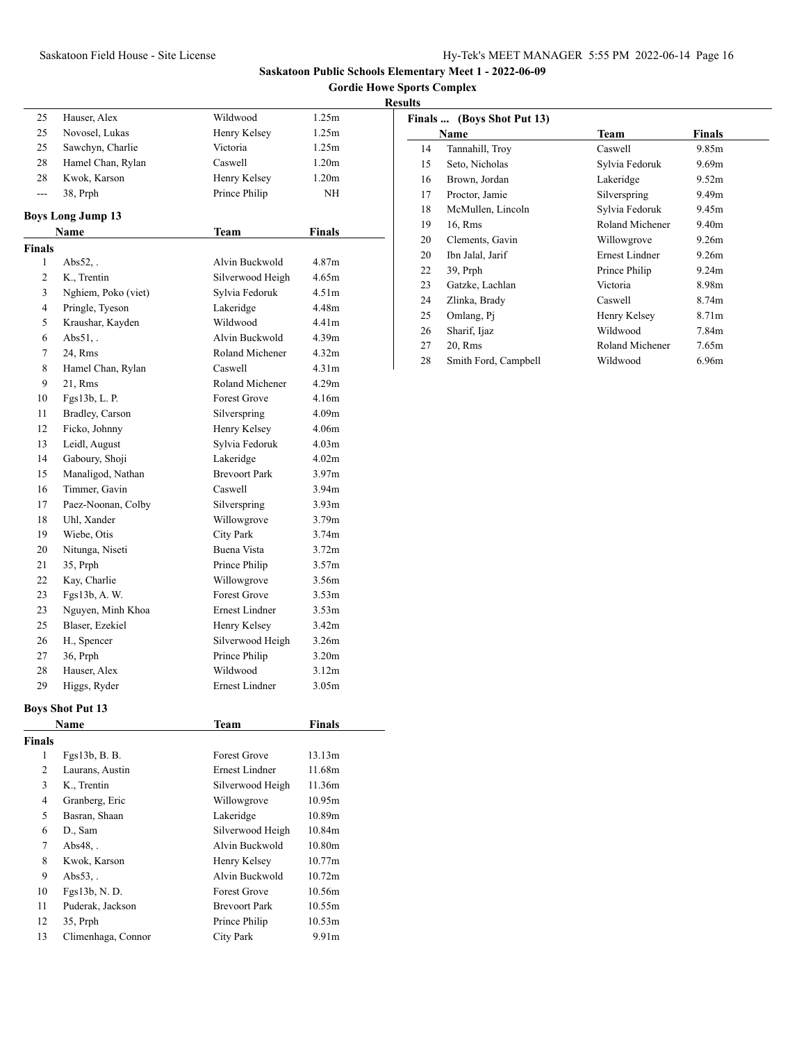**Saskatoon Public Schools Elementary Meet 1 - 2022-06-09**

**Gordie Howe Sports Complex**

**Results**

| | | | |
|---|---|---|---|
| 25 | Hauser, Alex | Wildwood | 1.25m |
| 25 | Novosel, Lukas | Henry Kelsey | 1.25m |
| 25 | Sawchyn, Charlie | Victoria | 1.25m |
| 28 | Hamel Chan, Rylan | Caswell | 1.20m |
| 28 | Kwok, Karson | Henry Kelsey | 1.20m |
| --- | 38, Prph | Prince Philip | NH |

### Boys Long Jump 13

| | Name | Team | Finals |
|---|---|---|---|
| **Finals** | | | |
| 1 | Abs52, . | Alvin Buckwold | 4.87m |
| 2 | K., Trentin | Silverwood Heigh | 4.65m |
| 3 | Nghiem, Poko (viet) | Sylvia Fedoruk | 4.51m |
| 4 | Pringle, Tyeson | Lakeridge | 4.48m |
| 5 | Kraushar, Kayden | Wildwood | 4.41m |
| 6 | Abs51, . | Alvin Buckwold | 4.39m |
| 7 | 24, Rms | Roland Michener | 4.32m |
| 8 | Hamel Chan, Rylan | Caswell | 4.31m |
| 9 | 21, Rms | Roland Michener | 4.29m |
| 10 | Fgs13b, L. P. | Forest Grove | 4.16m |
| 11 | Bradley, Carson | Silverspring | 4.09m |
| 12 | Ficko, Johnny | Henry Kelsey | 4.06m |
| 13 | Leidl, August | Sylvia Fedoruk | 4.03m |
| 14 | Gaboury, Shoji | Lakeridge | 4.02m |
| 15 | Manaligod, Nathan | Brevoort Park | 3.97m |
| 16 | Timmer, Gavin | Caswell | 3.94m |
| 17 | Paez-Noonan, Colby | Silverspring | 3.93m |
| 18 | Uhl, Xander | Willowgrove | 3.79m |
| 19 | Wiebe, Otis | City Park | 3.74m |
| 20 | Nitunga, Niseti | Buena Vista | 3.72m |
| 21 | 35, Prph | Prince Philip | 3.57m |
| 22 | Kay, Charlie | Willowgrove | 3.56m |
| 23 | Fgs13b, A. W. | Forest Grove | 3.53m |
| 23 | Nguyen, Minh Khoa | Ernest Lindner | 3.53m |
| 25 | Blaser, Ezekiel | Henry Kelsey | 3.42m |
| 26 | H., Spencer | Silverwood Heigh | 3.26m |
| 27 | 36, Prph | Prince Philip | 3.20m |
| 28 | Hauser, Alex | Wildwood | 3.12m |
| 29 | Higgs, Ryder | Ernest Lindner | 3.05m |

### Boys Shot Put 13

| | Name | Team | Finals |
|---|---|---|---|
| **Finals** | | | |
| 1 | Fgs13b, B. B. | Forest Grove | 13.13m |
| 2 | Laurans, Austin | Ernest Lindner | 11.68m |
| 3 | K., Trentin | Silverwood Heigh | 11.36m |
| 4 | Granberg, Eric | Willowgrove | 10.95m |
| 5 | Basran, Shaan | Lakeridge | 10.89m |
| 6 | D., Sam | Silverwood Heigh | 10.84m |
| 7 | Abs48, . | Alvin Buckwold | 10.80m |
| 8 | Kwok, Karson | Henry Kelsey | 10.77m |
| 9 | Abs53, . | Alvin Buckwold | 10.72m |
| 10 | Fgs13b, N. D. | Forest Grove | 10.56m |
| 11 | Puderak, Jackson | Brevoort Park | 10.55m |
| 12 | 35, Prph | Prince Philip | 10.53m |
| 13 | Climenhaga, Connor | City Park | 9.91m |
| 14 | Tannahill, Troy | Caswell | 9.85m |
| 15 | Seto, Nicholas | Sylvia Fedoruk | 9.69m |
| 16 | Brown, Jordan | Lakeridge | 9.52m |
| 17 | Proctor, Jamie | Silverspring | 9.49m |
| 18 | McMullen, Lincoln | Sylvia Fedoruk | 9.45m |
| 19 | 16, Rms | Roland Michener | 9.40m |
| 20 | Clements, Gavin | Willowgrove | 9.26m |
| 20 | Ibn Jalal, Jarif | Ernest Lindner | 9.26m |
| 22 | 39, Prph | Prince Philip | 9.24m |
| 23 | Gatzke, Lachlan | Victoria | 8.98m |
| 24 | Zlinka, Brady | Caswell | 8.74m |
| 25 | Omlang, Pj | Henry Kelsey | 8.71m |
| 26 | Sharif, Ijaz | Wildwood | 7.84m |
| 27 | 20, Rms | Roland Michener | 7.65m |
| 28 | Smith Ford, Campbell | Wildwood | 6.96m |